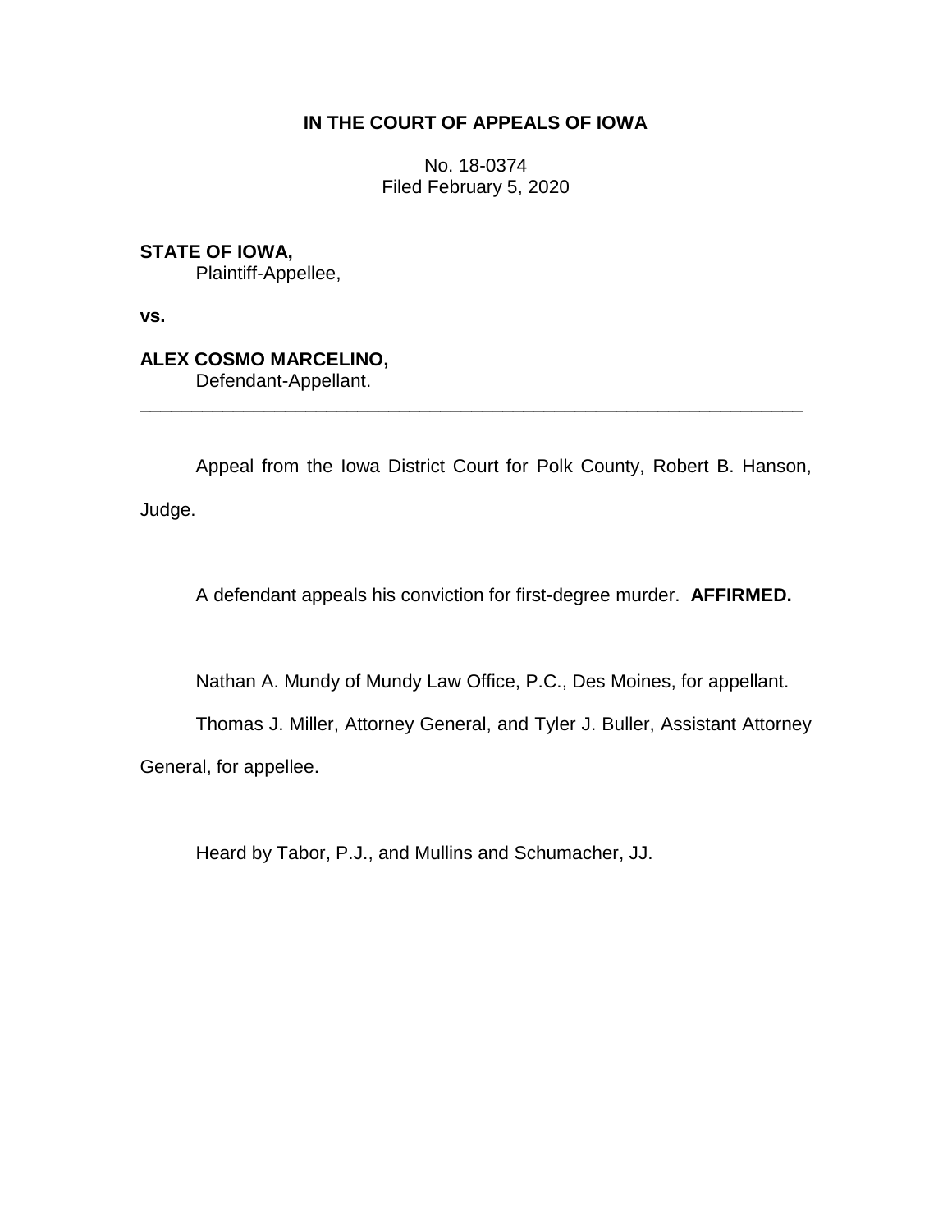**IN THE COURT OF APPEALS OF IOWA**

No. 18-0374
Filed February 5, 2020

**STATE OF IOWA,**
Plaintiff-Appellee,

**vs.**

**ALEX COSMO MARCELINO,**
Defendant-Appellant.

---

Appeal from the Iowa District Court for Polk County, Robert B. Hanson, Judge.

A defendant appeals his conviction for first-degree murder. **AFFIRMED.**

Nathan A. Mundy of Mundy Law Office, P.C., Des Moines, for appellant.

Thomas J. Miller, Attorney General, and Tyler J. Buller, Assistant Attorney General, for appellee.

Heard by Tabor, P.J., and Mullins and Schumacher, JJ.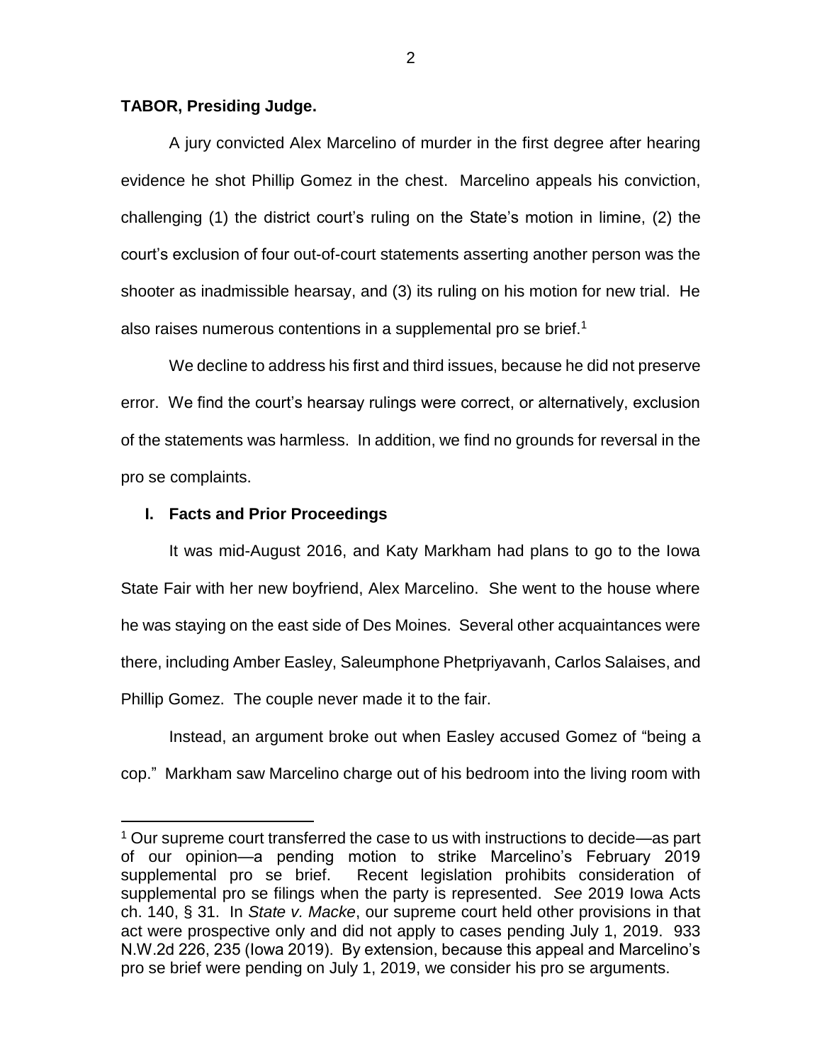**TABOR, Presiding Judge.**

A jury convicted Alex Marcelino of murder in the first degree after hearing evidence he shot Phillip Gomez in the chest. Marcelino appeals his conviction, challenging (1) the district court's ruling on the State's motion in limine, (2) the court's exclusion of four out-of-court statements asserting another person was the shooter as inadmissible hearsay, and (3) its ruling on his motion for new trial. He also raises numerous contentions in a supplemental pro se brief.[1]

We decline to address his first and third issues, because he did not preserve error. We find the court's hearsay rulings were correct, or alternatively, exclusion of the statements was harmless. In addition, we find no grounds for reversal in the pro se complaints.

## I. Facts and Prior Proceedings

It was mid-August 2016, and Katy Markham had plans to go to the Iowa State Fair with her new boyfriend, Alex Marcelino. She went to the house where he was staying on the east side of Des Moines. Several other acquaintances were there, including Amber Easley, Saleumphone Phetpriyavanh, Carlos Salaises, and Phillip Gomez. The couple never made it to the fair.

Instead, an argument broke out when Easley accused Gomez of "being a cop." Markham saw Marcelino charge out of his bedroom into the living room with

---

[1] Our supreme court transferred the case to us with instructions to decide—as part of our opinion—a pending motion to strike Marcelino's February 2019 supplemental pro se brief. Recent legislation prohibits consideration of supplemental pro se filings when the party is represented. *See* 2019 Iowa Acts ch. 140, § 31. In *State v. Macke*, our supreme court held other provisions in that act were prospective only and did not apply to cases pending July 1, 2019. 933 N.W.2d 226, 235 (Iowa 2019). By extension, because this appeal and Marcelino's pro se brief were pending on July 1, 2019, we consider his pro se arguments.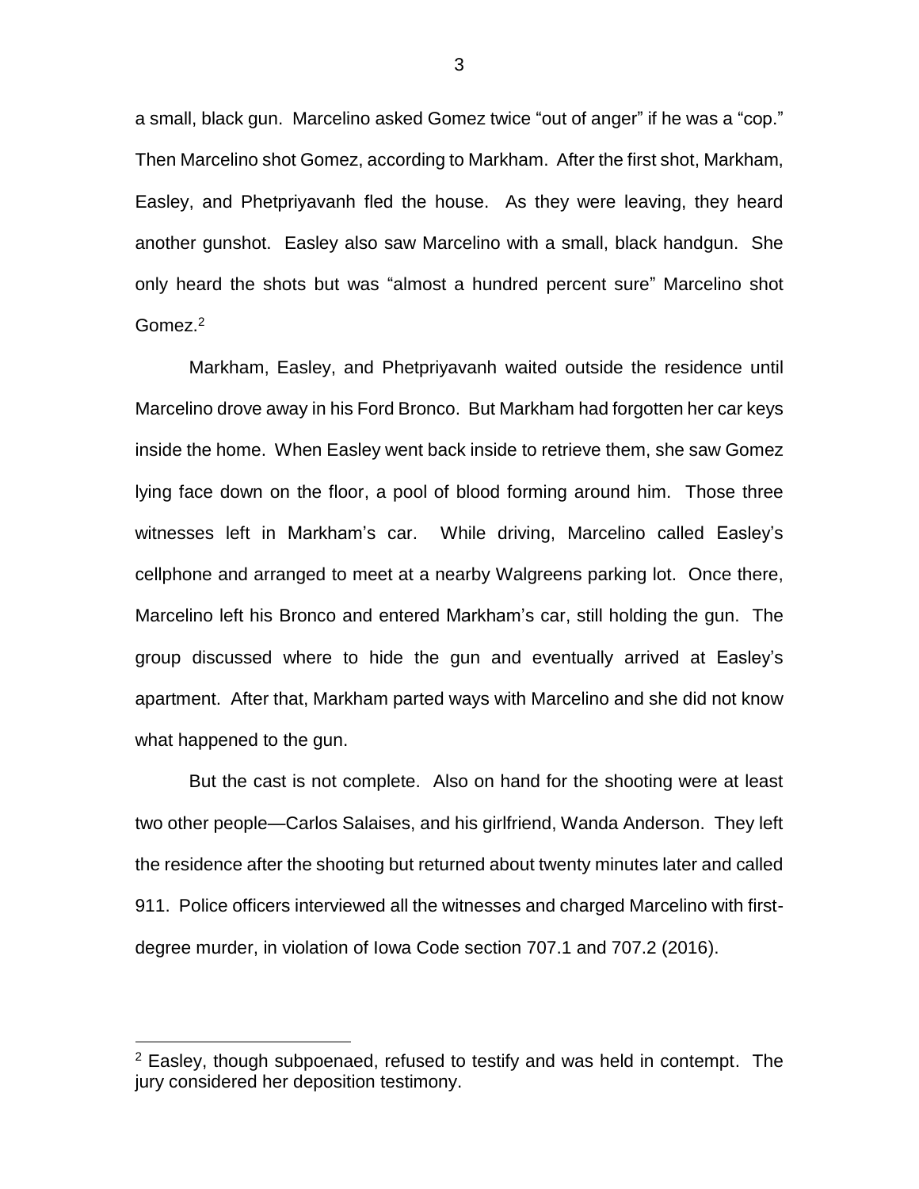a small, black gun. Marcelino asked Gomez twice "out of anger" if he was a "cop." Then Marcelino shot Gomez, according to Markham. After the first shot, Markham, Easley, and Phetpriyavanh fled the house. As they were leaving, they heard another gunshot. Easley also saw Marcelino with a small, black handgun. She only heard the shots but was "almost a hundred percent sure" Marcelino shot Gomez.[2]

Markham, Easley, and Phetpriyavanh waited outside the residence until Marcelino drove away in his Ford Bronco. But Markham had forgotten her car keys inside the home. When Easley went back inside to retrieve them, she saw Gomez lying face down on the floor, a pool of blood forming around him. Those three witnesses left in Markham's car. While driving, Marcelino called Easley's cellphone and arranged to meet at a nearby Walgreens parking lot. Once there, Marcelino left his Bronco and entered Markham's car, still holding the gun. The group discussed where to hide the gun and eventually arrived at Easley's apartment. After that, Markham parted ways with Marcelino and she did not know what happened to the gun.

But the cast is not complete. Also on hand for the shooting were at least two other people—Carlos Salaises, and his girlfriend, Wanda Anderson. They left the residence after the shooting but returned about twenty minutes later and called 911. Police officers interviewed all the witnesses and charged Marcelino with first-degree murder, in violation of Iowa Code section 707.1 and 707.2 (2016).

[2] Easley, though subpoenaed, refused to testify and was held in contempt. The jury considered her deposition testimony.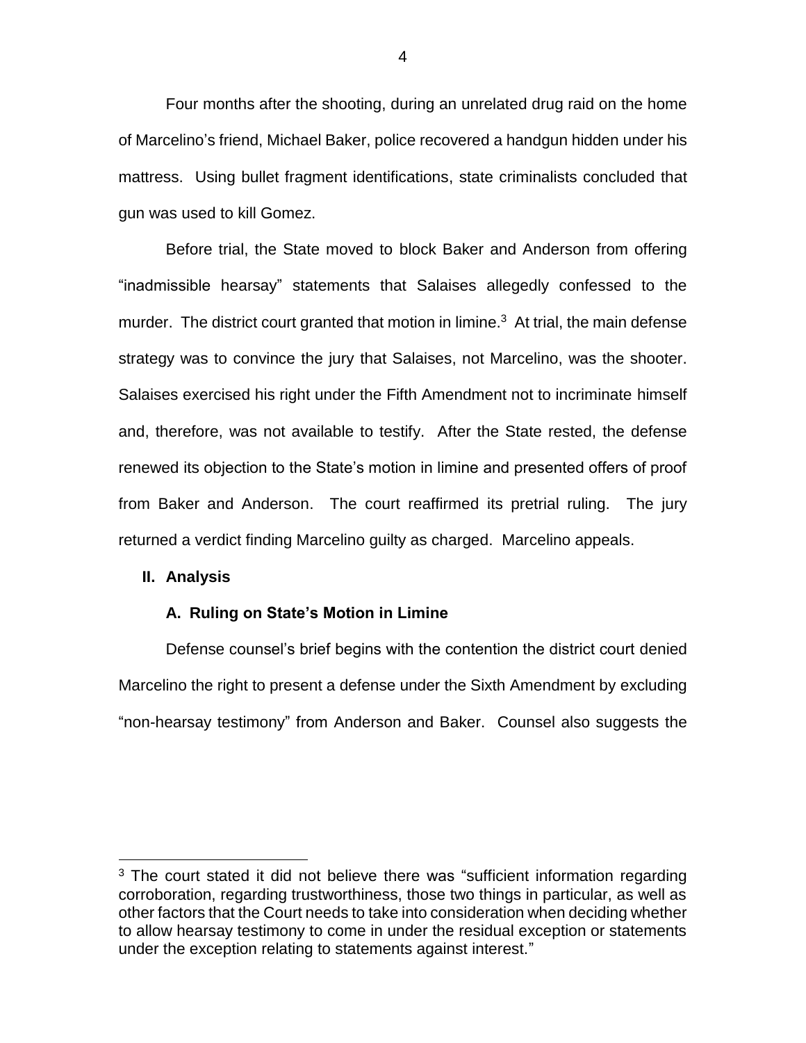Four months after the shooting, during an unrelated drug raid on the home of Marcelino's friend, Michael Baker, police recovered a handgun hidden under his mattress. Using bullet fragment identifications, state criminalists concluded that gun was used to kill Gomez.

Before trial, the State moved to block Baker and Anderson from offering "inadmissible hearsay" statements that Salaises allegedly confessed to the murder. The district court granted that motion in limine.[3] At trial, the main defense strategy was to convince the jury that Salaises, not Marcelino, was the shooter. Salaises exercised his right under the Fifth Amendment not to incriminate himself and, therefore, was not available to testify. After the State rested, the defense renewed its objection to the State's motion in limine and presented offers of proof from Baker and Anderson. The court reaffirmed its pretrial ruling. The jury returned a verdict finding Marcelino guilty as charged. Marcelino appeals.

## II. Analysis

### A. Ruling on State's Motion in Limine

Defense counsel's brief begins with the contention the district court denied Marcelino the right to present a defense under the Sixth Amendment by excluding "non-hearsay testimony" from Anderson and Baker. Counsel also suggests the

---

[3] The court stated it did not believe there was "sufficient information regarding corroboration, regarding trustworthiness, those two things in particular, as well as other factors that the Court needs to take into consideration when deciding whether to allow hearsay testimony to come in under the residual exception or statements under the exception relating to statements against interest."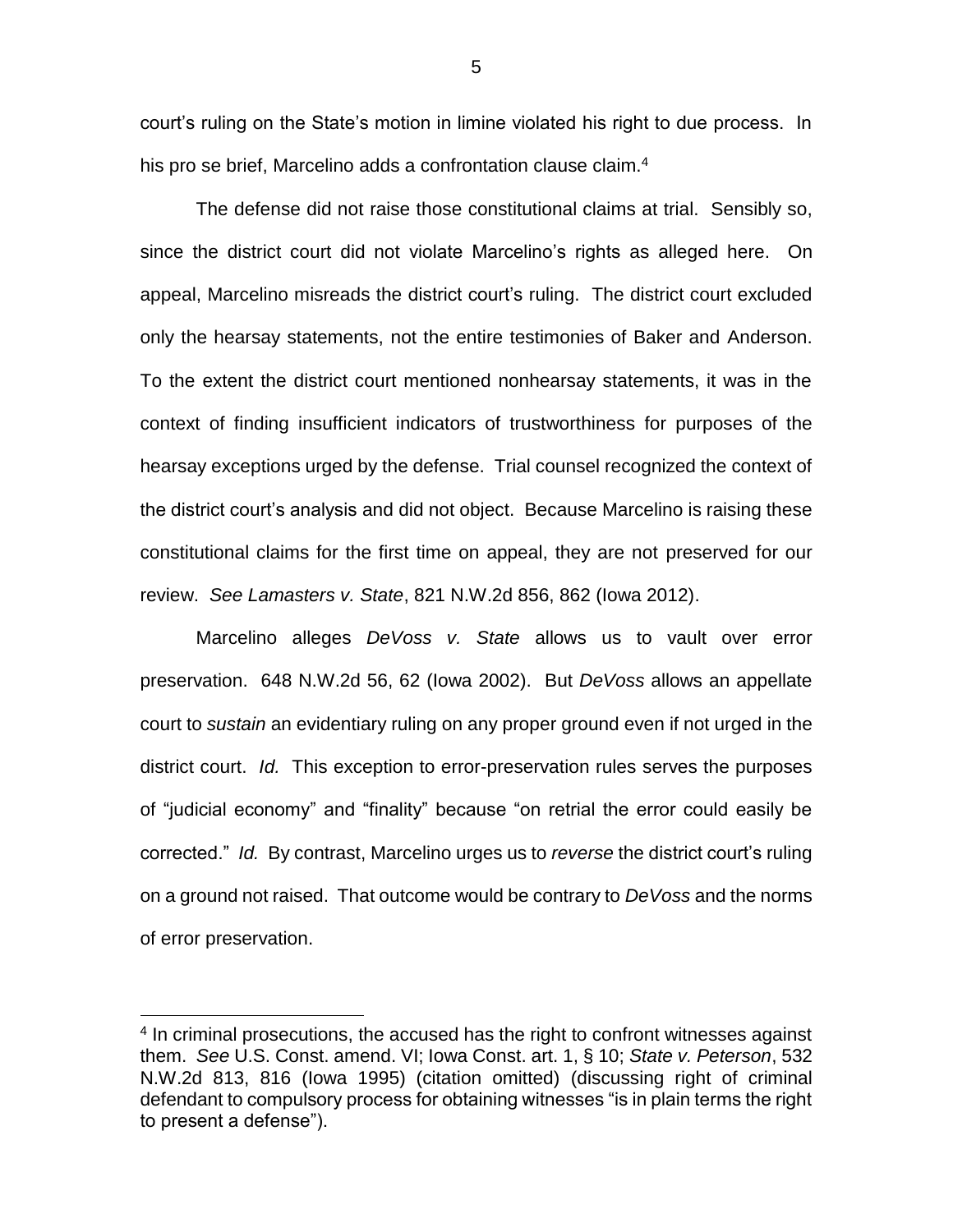court's ruling on the State's motion in limine violated his right to due process. In his pro se brief, Marcelino adds a confrontation clause claim.[4]

The defense did not raise those constitutional claims at trial. Sensibly so, since the district court did not violate Marcelino's rights as alleged here. On appeal, Marcelino misreads the district court's ruling. The district court excluded only the hearsay statements, not the entire testimonies of Baker and Anderson. To the extent the district court mentioned nonhearsay statements, it was in the context of finding insufficient indicators of trustworthiness for purposes of the hearsay exceptions urged by the defense. Trial counsel recognized the context of the district court's analysis and did not object. Because Marcelino is raising these constitutional claims for the first time on appeal, they are not preserved for our review. *See Lamasters v. State*, 821 N.W.2d 856, 862 (Iowa 2012).

Marcelino alleges *DeVoss v. State* allows us to vault over error preservation. 648 N.W.2d 56, 62 (Iowa 2002). But *DeVoss* allows an appellate court to *sustain* an evidentiary ruling on any proper ground even if not urged in the district court. *Id.* This exception to error-preservation rules serves the purposes of "judicial economy" and "finality" because "on retrial the error could easily be corrected." *Id.* By contrast, Marcelino urges us to *reverse* the district court's ruling on a ground not raised. That outcome would be contrary to *DeVoss* and the norms of error preservation.

---

[4] In criminal prosecutions, the accused has the right to confront witnesses against them. *See* U.S. Const. amend. VI; Iowa Const. art. 1, § 10; *State v. Peterson*, 532 N.W.2d 813, 816 (Iowa 1995) (citation omitted) (discussing right of criminal defendant to compulsory process for obtaining witnesses "is in plain terms the right to present a defense").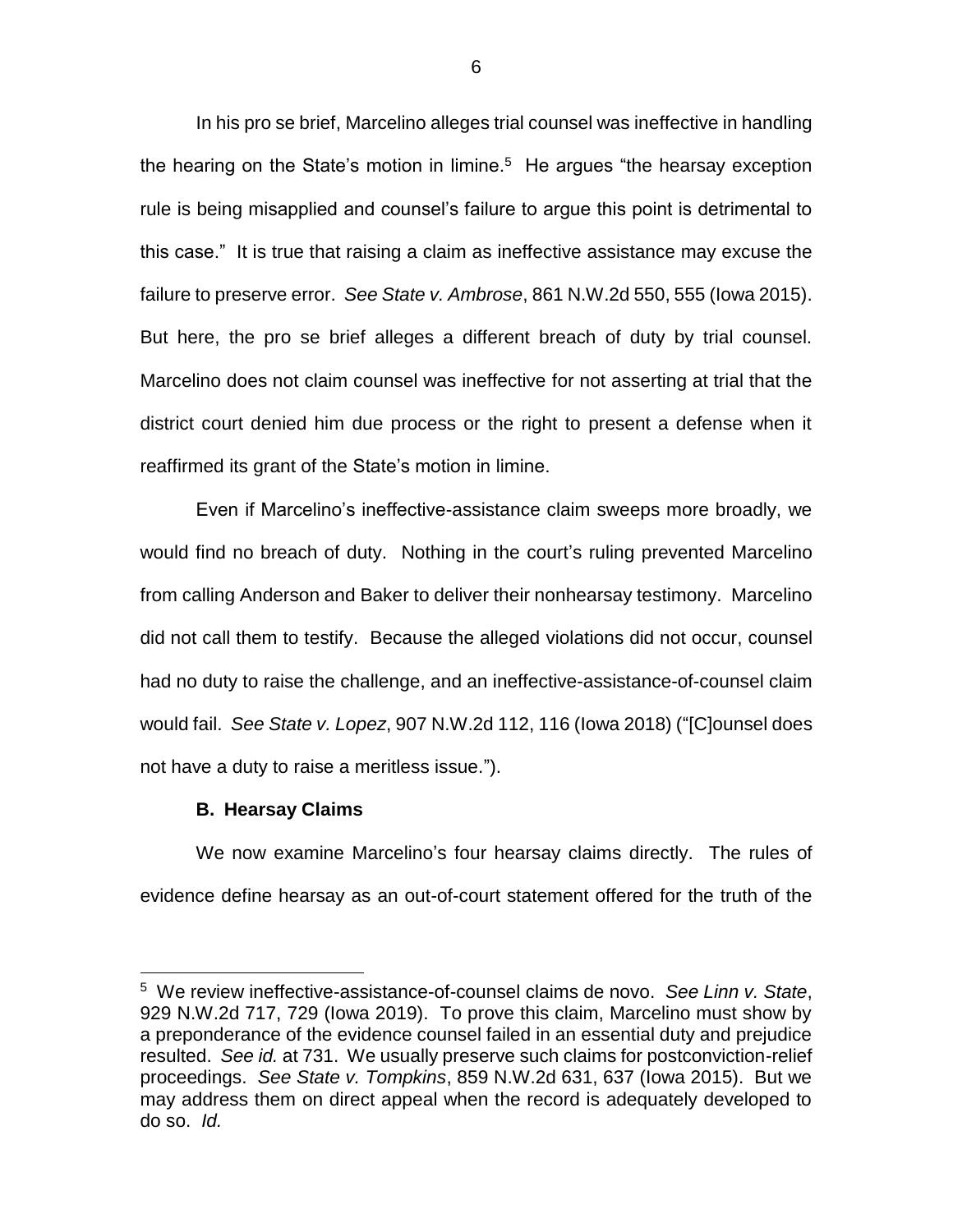In his pro se brief, Marcelino alleges trial counsel was ineffective in handling the hearing on the State's motion in limine.[5] He argues "the hearsay exception rule is being misapplied and counsel's failure to argue this point is detrimental to this case." It is true that raising a claim as ineffective assistance may excuse the failure to preserve error. *See State v. Ambrose*, 861 N.W.2d 550, 555 (Iowa 2015). But here, the pro se brief alleges a different breach of duty by trial counsel. Marcelino does not claim counsel was ineffective for not asserting at trial that the district court denied him due process or the right to present a defense when it reaffirmed its grant of the State's motion in limine.

Even if Marcelino's ineffective-assistance claim sweeps more broadly, we would find no breach of duty. Nothing in the court's ruling prevented Marcelino from calling Anderson and Baker to deliver their nonhearsay testimony. Marcelino did not call them to testify. Because the alleged violations did not occur, counsel had no duty to raise the challenge, and an ineffective-assistance-of-counsel claim would fail. *See State v. Lopez*, 907 N.W.2d 112, 116 (Iowa 2018) ("[C]ounsel does not have a duty to raise a meritless issue.").

**B. Hearsay Claims**

We now examine Marcelino's four hearsay claims directly. The rules of evidence define hearsay as an out-of-court statement offered for the truth of the

---

[5] We review ineffective-assistance-of-counsel claims de novo. *See Linn v. State*, 929 N.W.2d 717, 729 (Iowa 2019). To prove this claim, Marcelino must show by a preponderance of the evidence counsel failed in an essential duty and prejudice resulted. *See id.* at 731. We usually preserve such claims for postconviction-relief proceedings. *See State v. Tompkins*, 859 N.W.2d 631, 637 (Iowa 2015). But we may address them on direct appeal when the record is adequately developed to do so. *Id.*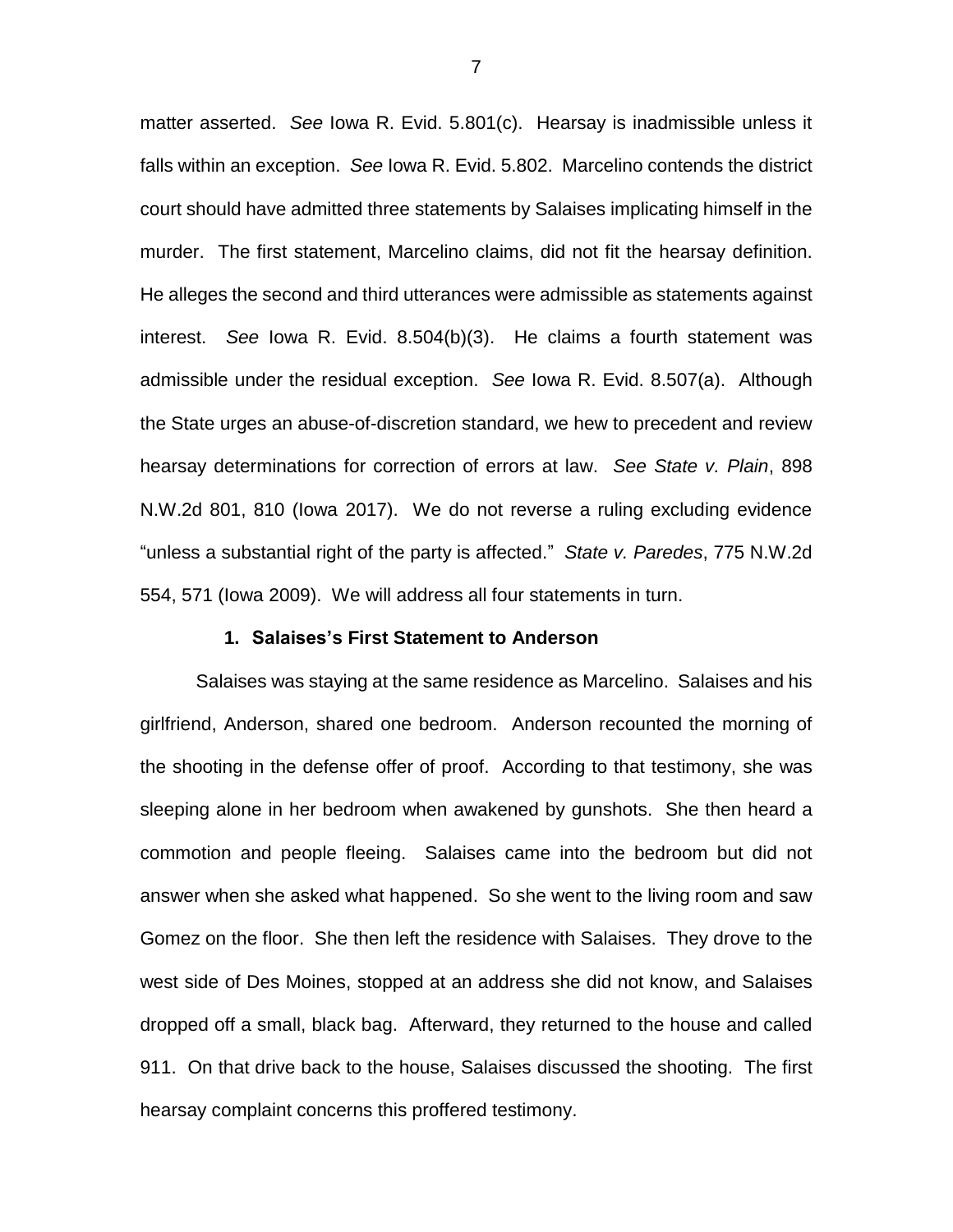matter asserted. *See* Iowa R. Evid. 5.801(c). Hearsay is inadmissible unless it falls within an exception. *See* Iowa R. Evid. 5.802. Marcelino contends the district court should have admitted three statements by Salaises implicating himself in the murder. The first statement, Marcelino claims, did not fit the hearsay definition. He alleges the second and third utterances were admissible as statements against interest. *See* Iowa R. Evid. 8.504(b)(3). He claims a fourth statement was admissible under the residual exception. *See* Iowa R. Evid. 8.507(a). Although the State urges an abuse-of-discretion standard, we hew to precedent and review hearsay determinations for correction of errors at law. *See State v. Plain*, 898 N.W.2d 801, 810 (Iowa 2017). We do not reverse a ruling excluding evidence "unless a substantial right of the party is affected." *State v. Paredes*, 775 N.W.2d 554, 571 (Iowa 2009). We will address all four statements in turn.

### 1. Salaises's First Statement to Anderson

Salaises was staying at the same residence as Marcelino. Salaises and his girlfriend, Anderson, shared one bedroom. Anderson recounted the morning of the shooting in the defense offer of proof. According to that testimony, she was sleeping alone in her bedroom when awakened by gunshots. She then heard a commotion and people fleeing. Salaises came into the bedroom but did not answer when she asked what happened. So she went to the living room and saw Gomez on the floor. She then left the residence with Salaises. They drove to the west side of Des Moines, stopped at an address she did not know, and Salaises dropped off a small, black bag. Afterward, they returned to the house and called 911. On that drive back to the house, Salaises discussed the shooting. The first hearsay complaint concerns this proffered testimony.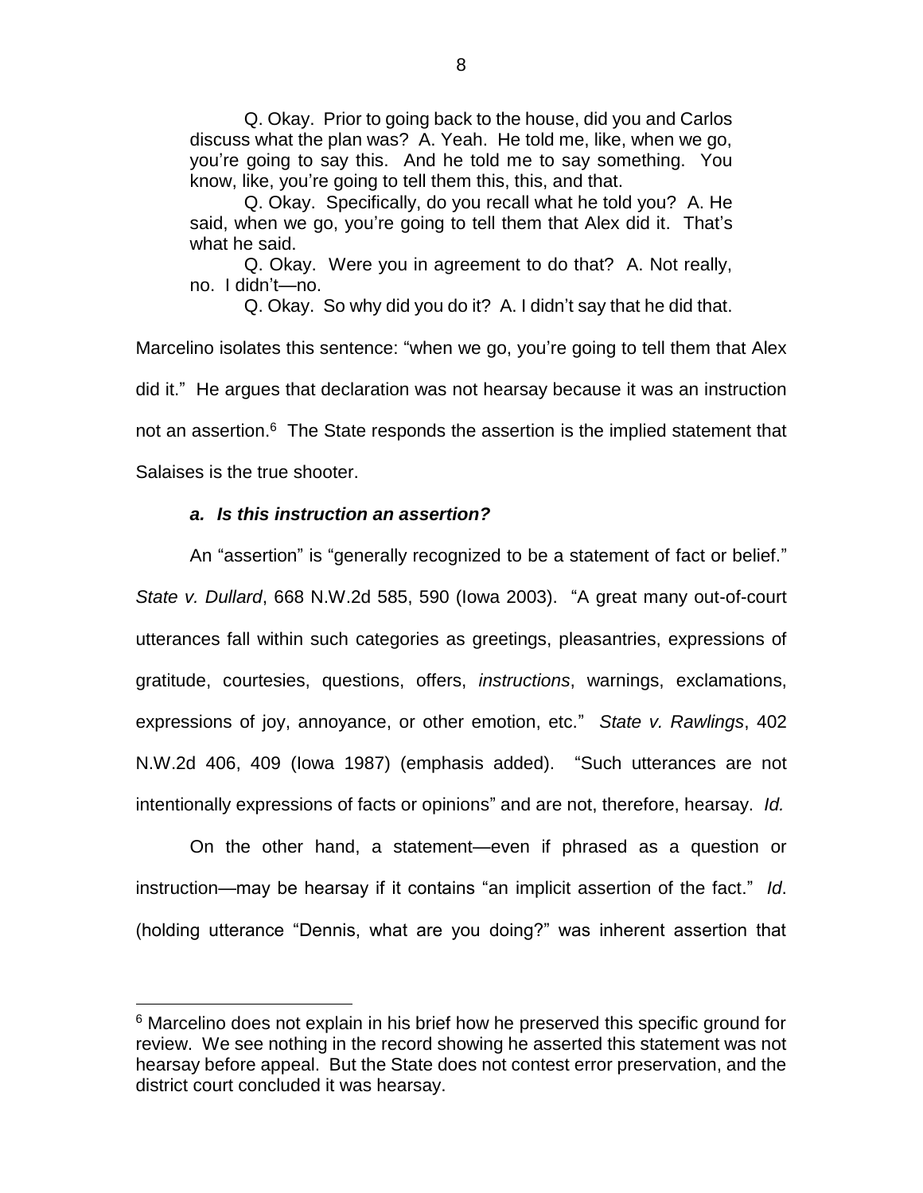Q. Okay. Prior to going back to the house, did you and Carlos discuss what the plan was? A. Yeah. He told me, like, when we go, you're going to say this. And he told me to say something. You know, like, you're going to tell them this, this, and that.

Q. Okay. Specifically, do you recall what he told you? A. He said, when we go, you're going to tell them that Alex did it. That's what he said.

Q. Okay. Were you in agreement to do that? A. Not really, no. I didn't—no.

Q. Okay. So why did you do it? A. I didn't say that he did that.

Marcelino isolates this sentence: "when we go, you're going to tell them that Alex did it." He argues that declaration was not hearsay because it was an instruction not an assertion.[6] The State responds the assertion is the implied statement that Salaises is the true shooter.

***a. Is this instruction an assertion?***

An "assertion" is "generally recognized to be a statement of fact or belief." *State v. Dullard*, 668 N.W.2d 585, 590 (Iowa 2003). "A great many out-of-court utterances fall within such categories as greetings, pleasantries, expressions of gratitude, courtesies, questions, offers, *instructions*, warnings, exclamations, expressions of joy, annoyance, or other emotion, etc." *State v. Rawlings*, 402 N.W.2d 406, 409 (Iowa 1987) (emphasis added). "Such utterances are not intentionally expressions of facts or opinions" and are not, therefore, hearsay. *Id.*

On the other hand, a statement—even if phrased as a question or instruction—may be hearsay if it contains "an implicit assertion of the fact." *Id*. (holding utterance "Dennis, what are you doing?" was inherent assertion that

[6] Marcelino does not explain in his brief how he preserved this specific ground for review. We see nothing in the record showing he asserted this statement was not hearsay before appeal. But the State does not contest error preservation, and the district court concluded it was hearsay.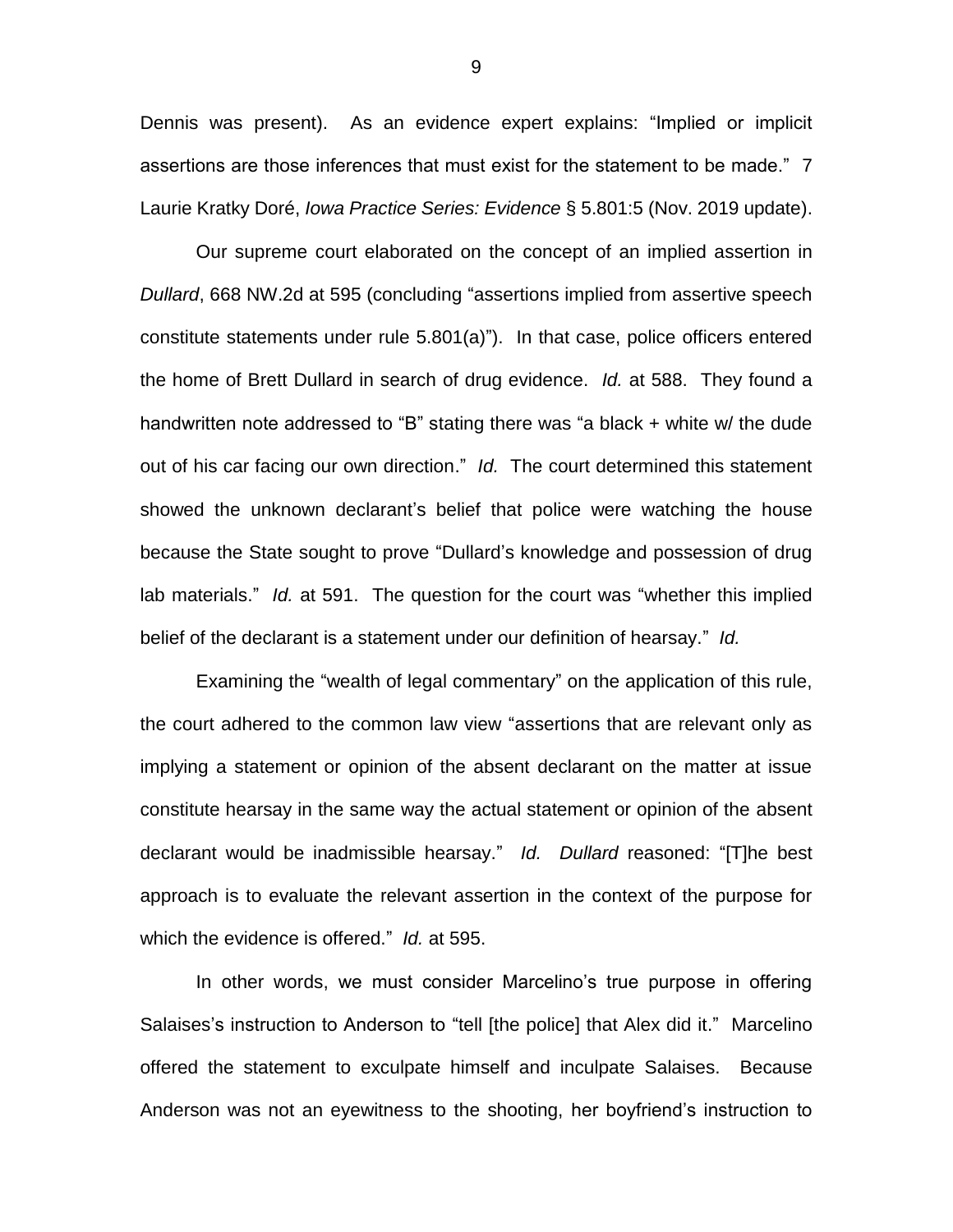Dennis was present). As an evidence expert explains: "Implied or implicit assertions are those inferences that must exist for the statement to be made." 7 Laurie Kratky Doré, *Iowa Practice Series: Evidence* § 5.801:5 (Nov. 2019 update).

Our supreme court elaborated on the concept of an implied assertion in *Dullard*, 668 NW.2d at 595 (concluding "assertions implied from assertive speech constitute statements under rule 5.801(a)"). In that case, police officers entered the home of Brett Dullard in search of drug evidence. *Id.* at 588. They found a handwritten note addressed to "B" stating there was "a black + white w/ the dude out of his car facing our own direction." *Id.* The court determined this statement showed the unknown declarant's belief that police were watching the house because the State sought to prove "Dullard's knowledge and possession of drug lab materials." *Id.* at 591. The question for the court was "whether this implied belief of the declarant is a statement under our definition of hearsay." *Id.*

Examining the "wealth of legal commentary" on the application of this rule, the court adhered to the common law view "assertions that are relevant only as implying a statement or opinion of the absent declarant on the matter at issue constitute hearsay in the same way the actual statement or opinion of the absent declarant would be inadmissible hearsay." *Id.* *Dullard* reasoned: "[T]he best approach is to evaluate the relevant assertion in the context of the purpose for which the evidence is offered." *Id.* at 595.

In other words, we must consider Marcelino's true purpose in offering Salaises's instruction to Anderson to "tell [the police] that Alex did it." Marcelino offered the statement to exculpate himself and inculpate Salaises. Because Anderson was not an eyewitness to the shooting, her boyfriend's instruction to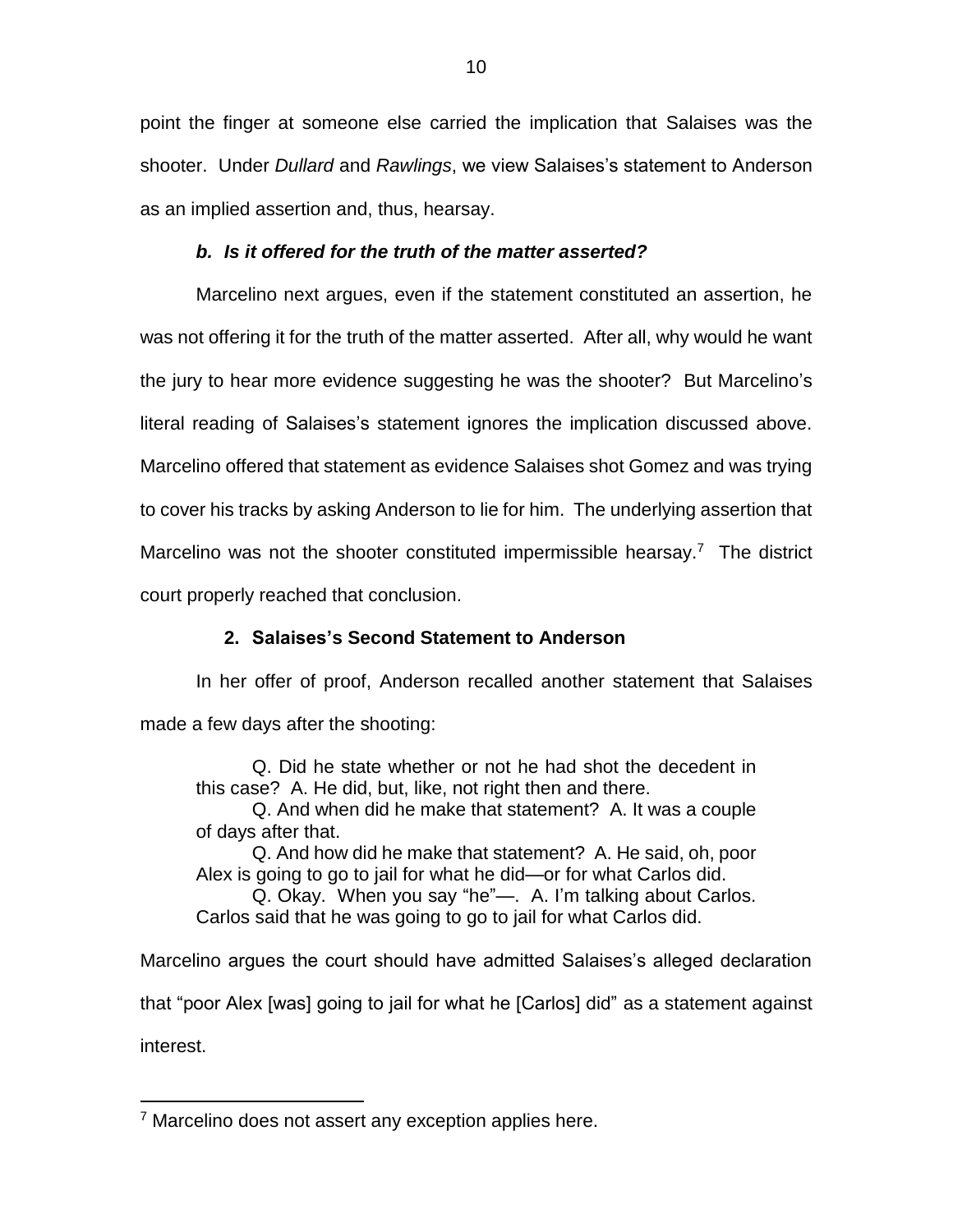point the finger at someone else carried the implication that Salaises was the shooter. Under *Dullard* and *Rawlings*, we view Salaises's statement to Anderson as an implied assertion and, thus, hearsay.

### *b. Is it offered for the truth of the matter asserted?*

Marcelino next argues, even if the statement constituted an assertion, he was not offering it for the truth of the matter asserted. After all, why would he want the jury to hear more evidence suggesting he was the shooter? But Marcelino's literal reading of Salaises's statement ignores the implication discussed above. Marcelino offered that statement as evidence Salaises shot Gomez and was trying to cover his tracks by asking Anderson to lie for him. The underlying assertion that Marcelino was not the shooter constituted impermissible hearsay.[7] The district court properly reached that conclusion.

## 2. Salaises's Second Statement to Anderson

In her offer of proof, Anderson recalled another statement that Salaises made a few days after the shooting:

> Q. Did he state whether or not he had shot the decedent in this case? A. He did, but, like, not right then and there.
>
> Q. And when did he make that statement? A. It was a couple of days after that.
>
> Q. And how did he make that statement? A. He said, oh, poor Alex is going to go to jail for what he did—or for what Carlos did.
>
> Q. Okay. When you say "he"—. A. I'm talking about Carlos. Carlos said that he was going to go to jail for what Carlos did.

Marcelino argues the court should have admitted Salaises's alleged declaration that "poor Alex [was] going to jail for what he [Carlos] did" as a statement against interest.

---

[7] Marcelino does not assert any exception applies here.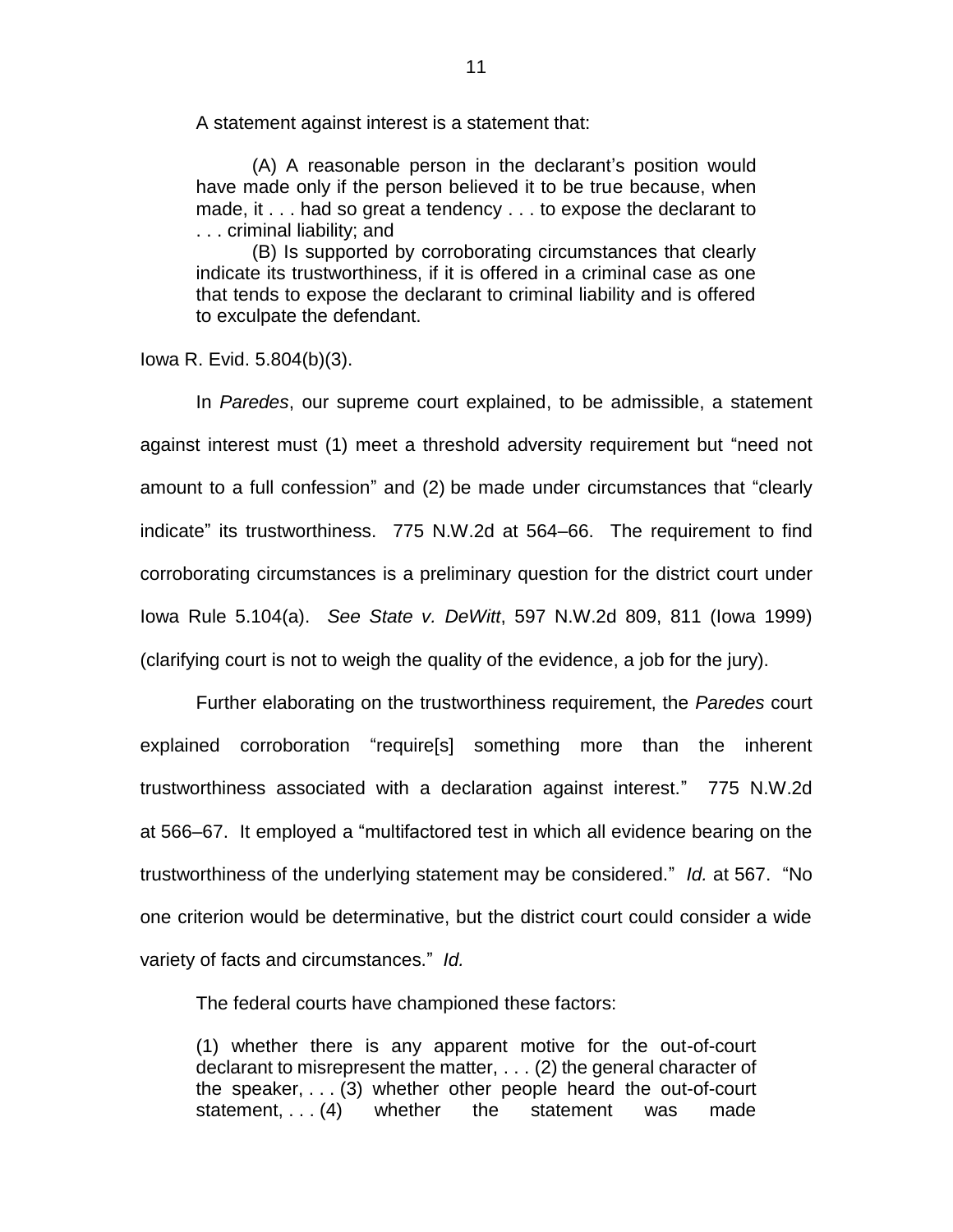A statement against interest is a statement that:

> (A) A reasonable person in the declarant's position would have made only if the person believed it to be true because, when made, it . . . had so great a tendency . . . to expose the declarant to . . . criminal liability; and
>
> (B) Is supported by corroborating circumstances that clearly indicate its trustworthiness, if it is offered in a criminal case as one that tends to expose the declarant to criminal liability and is offered to exculpate the defendant.

Iowa R. Evid. 5.804(b)(3).

In *Paredes*, our supreme court explained, to be admissible, a statement against interest must (1) meet a threshold adversity requirement but "need not amount to a full confession" and (2) be made under circumstances that "clearly indicate" its trustworthiness. 775 N.W.2d at 564–66. The requirement to find corroborating circumstances is a preliminary question for the district court under Iowa Rule 5.104(a). *See State v. DeWitt*, 597 N.W.2d 809, 811 (Iowa 1999) (clarifying court is not to weigh the quality of the evidence, a job for the jury).

Further elaborating on the trustworthiness requirement, the *Paredes* court explained corroboration "require[s] something more than the inherent trustworthiness associated with a declaration against interest." 775 N.W.2d at 566–67. It employed a "multifactored test in which all evidence bearing on the trustworthiness of the underlying statement may be considered." *Id.* at 567. "No one criterion would be determinative, but the district court could consider a wide variety of facts and circumstances." *Id.*

The federal courts have championed these factors:

> (1) whether there is any apparent motive for the out-of-court declarant to misrepresent the matter, . . . (2) the general character of the speaker, . . . (3) whether other people heard the out-of-court statement, . . . (4) whether the statement was made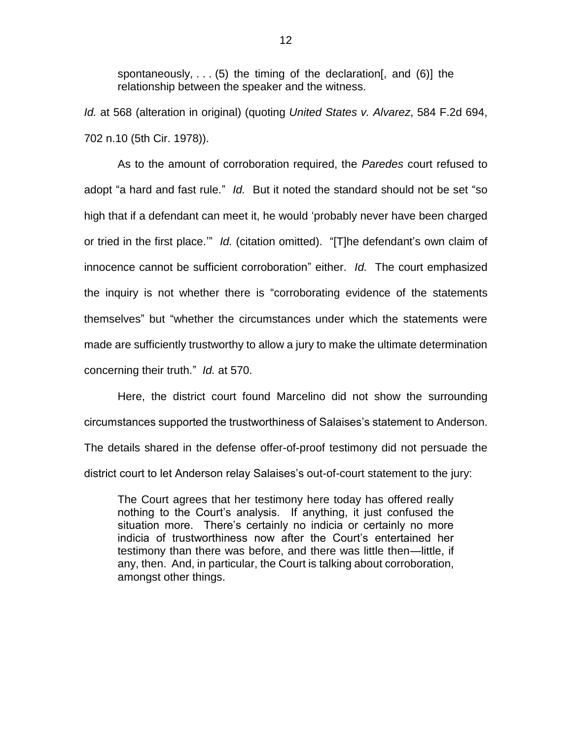> spontaneously, . . . (5) the timing of the declaration[, and (6)] the relationship between the speaker and the witness.

*Id.* at 568 (alteration in original) (quoting *United States v. Alvarez*, 584 F.2d 694, 702 n.10 (5th Cir. 1978)).

As to the amount of corroboration required, the *Paredes* court refused to adopt "a hard and fast rule." *Id.* But it noted the standard should not be set "so high that if a defendant can meet it, he would 'probably never have been charged or tried in the first place.'" *Id.* (citation omitted). "[T]he defendant's own claim of innocence cannot be sufficient corroboration" either. *Id.* The court emphasized the inquiry is not whether there is "corroborating evidence of the statements themselves" but "whether the circumstances under which the statements were made are sufficiently trustworthy to allow a jury to make the ultimate determination concerning their truth." *Id.* at 570.

Here, the district court found Marcelino did not show the surrounding circumstances supported the trustworthiness of Salaises's statement to Anderson. The details shared in the defense offer-of-proof testimony did not persuade the district court to let Anderson relay Salaises's out-of-court statement to the jury:

> The Court agrees that her testimony here today has offered really nothing to the Court's analysis. If anything, it just confused the situation more. There's certainly no indicia or certainly no more indicia of trustworthiness now after the Court's entertained her testimony than there was before, and there was little then—little, if any, then. And, in particular, the Court is talking about corroboration, amongst other things.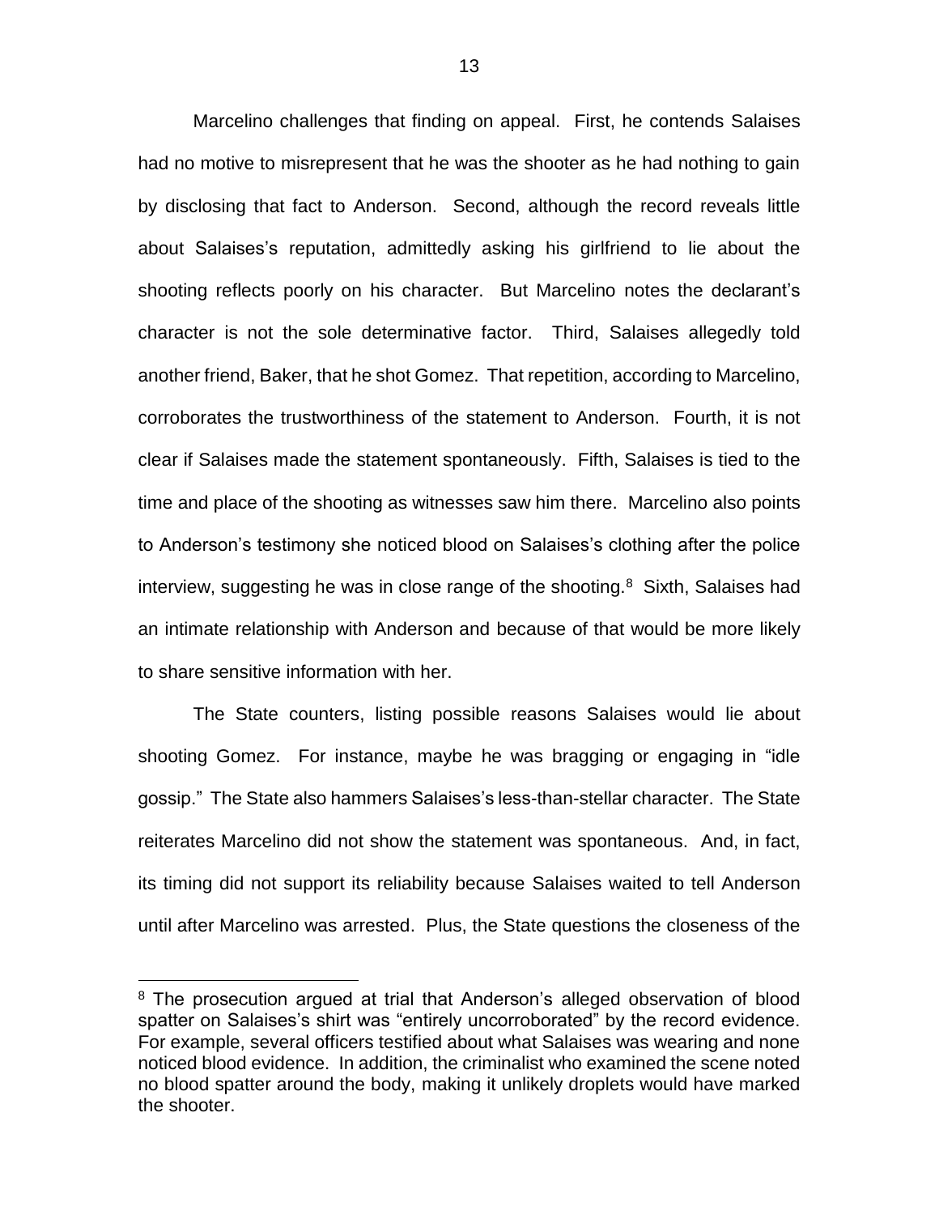Marcelino challenges that finding on appeal. First, he contends Salaises had no motive to misrepresent that he was the shooter as he had nothing to gain by disclosing that fact to Anderson. Second, although the record reveals little about Salaises's reputation, admittedly asking his girlfriend to lie about the shooting reflects poorly on his character. But Marcelino notes the declarant's character is not the sole determinative factor. Third, Salaises allegedly told another friend, Baker, that he shot Gomez. That repetition, according to Marcelino, corroborates the trustworthiness of the statement to Anderson. Fourth, it is not clear if Salaises made the statement spontaneously. Fifth, Salaises is tied to the time and place of the shooting as witnesses saw him there. Marcelino also points to Anderson's testimony she noticed blood on Salaises's clothing after the police interview, suggesting he was in close range of the shooting.[8] Sixth, Salaises had an intimate relationship with Anderson and because of that would be more likely to share sensitive information with her.

The State counters, listing possible reasons Salaises would lie about shooting Gomez. For instance, maybe he was bragging or engaging in "idle gossip." The State also hammers Salaises's less-than-stellar character. The State reiterates Marcelino did not show the statement was spontaneous. And, in fact, its timing did not support its reliability because Salaises waited to tell Anderson until after Marcelino was arrested. Plus, the State questions the closeness of the

---

[8] The prosecution argued at trial that Anderson's alleged observation of blood spatter on Salaises's shirt was "entirely uncorroborated" by the record evidence. For example, several officers testified about what Salaises was wearing and none noticed blood evidence. In addition, the criminalist who examined the scene noted no blood spatter around the body, making it unlikely droplets would have marked the shooter.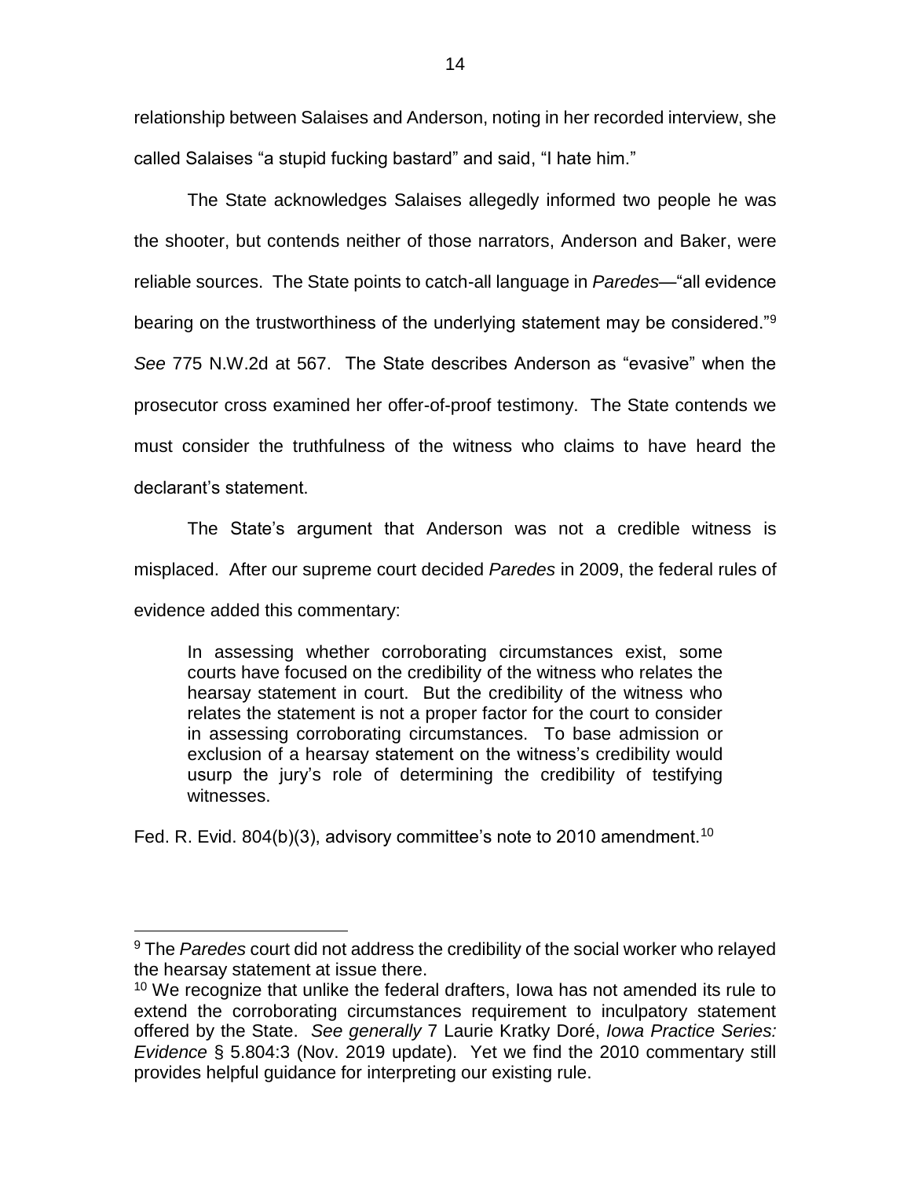relationship between Salaises and Anderson, noting in her recorded interview, she called Salaises "a stupid fucking bastard" and said, "I hate him."

The State acknowledges Salaises allegedly informed two people he was the shooter, but contends neither of those narrators, Anderson and Baker, were reliable sources. The State points to catch-all language in *Paredes*—"all evidence bearing on the trustworthiness of the underlying statement may be considered."[9] *See* 775 N.W.2d at 567. The State describes Anderson as "evasive" when the prosecutor cross examined her offer-of-proof testimony. The State contends we must consider the truthfulness of the witness who claims to have heard the declarant's statement.

The State's argument that Anderson was not a credible witness is misplaced. After our supreme court decided *Paredes* in 2009, the federal rules of evidence added this commentary:

> In assessing whether corroborating circumstances exist, some courts have focused on the credibility of the witness who relates the hearsay statement in court. But the credibility of the witness who relates the statement is not a proper factor for the court to consider in assessing corroborating circumstances. To base admission or exclusion of a hearsay statement on the witness's credibility would usurp the jury's role of determining the credibility of testifying witnesses.

Fed. R. Evid. 804(b)(3), advisory committee's note to 2010 amendment.[10]

---

[9] The *Paredes* court did not address the credibility of the social worker who relayed the hearsay statement at issue there.

[10] We recognize that unlike the federal drafters, Iowa has not amended its rule to extend the corroborating circumstances requirement to inculpatory statement offered by the State. *See generally* 7 Laurie Kratky Doré, *Iowa Practice Series: Evidence* § 5.804:3 (Nov. 2019 update). Yet we find the 2010 commentary still provides helpful guidance for interpreting our existing rule.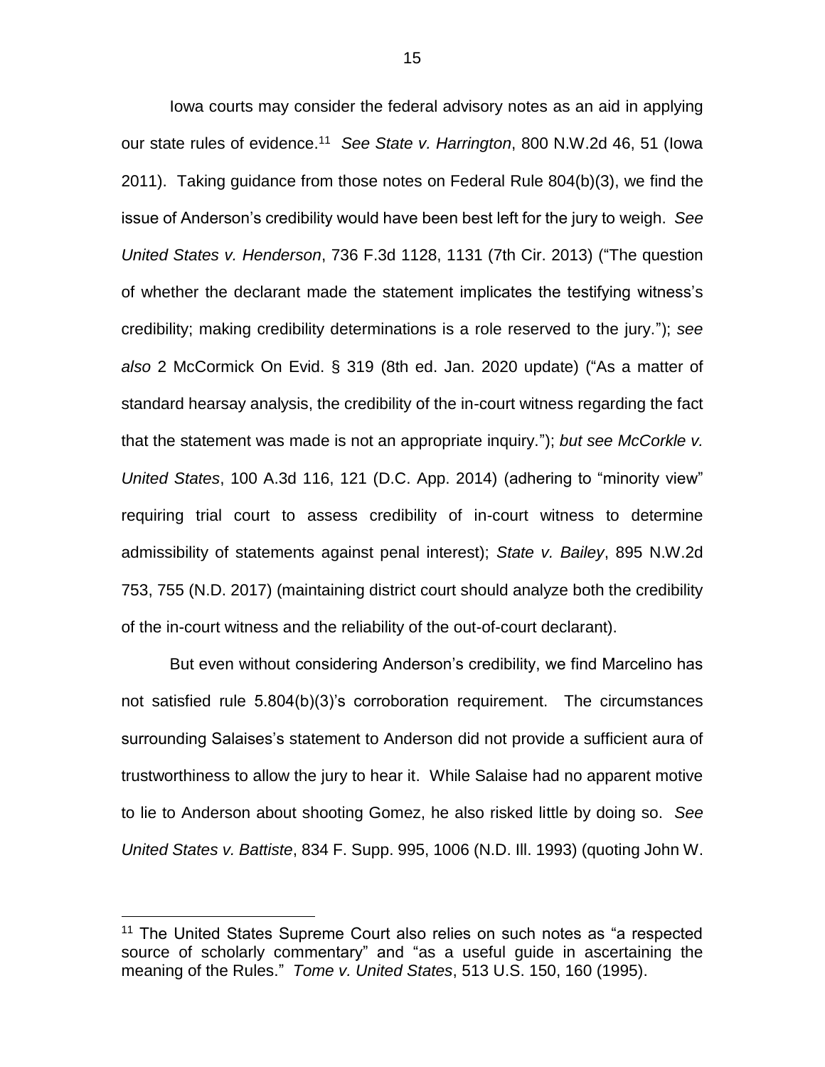Iowa courts may consider the federal advisory notes as an aid in applying our state rules of evidence.[11] *See State v. Harrington*, 800 N.W.2d 46, 51 (Iowa 2011). Taking guidance from those notes on Federal Rule 804(b)(3), we find the issue of Anderson's credibility would have been best left for the jury to weigh. *See United States v. Henderson*, 736 F.3d 1128, 1131 (7th Cir. 2013) ("The question of whether the declarant made the statement implicates the testifying witness's credibility; making credibility determinations is a role reserved to the jury."); *see also* 2 McCormick On Evid. § 319 (8th ed. Jan. 2020 update) ("As a matter of standard hearsay analysis, the credibility of the in-court witness regarding the fact that the statement was made is not an appropriate inquiry."); *but see McCorkle v. United States*, 100 A.3d 116, 121 (D.C. App. 2014) (adhering to "minority view" requiring trial court to assess credibility of in-court witness to determine admissibility of statements against penal interest); *State v. Bailey*, 895 N.W.2d 753, 755 (N.D. 2017) (maintaining district court should analyze both the credibility of the in-court witness and the reliability of the out-of-court declarant).

But even without considering Anderson's credibility, we find Marcelino has not satisfied rule 5.804(b)(3)'s corroboration requirement. The circumstances surrounding Salaises's statement to Anderson did not provide a sufficient aura of trustworthiness to allow the jury to hear it. While Salaise had no apparent motive to lie to Anderson about shooting Gomez, he also risked little by doing so. *See United States v. Battiste*, 834 F. Supp. 995, 1006 (N.D. Ill. 1993) (quoting John W.

[11] The United States Supreme Court also relies on such notes as "a respected source of scholarly commentary" and "as a useful guide in ascertaining the meaning of the Rules." *Tome v. United States*, 513 U.S. 150, 160 (1995).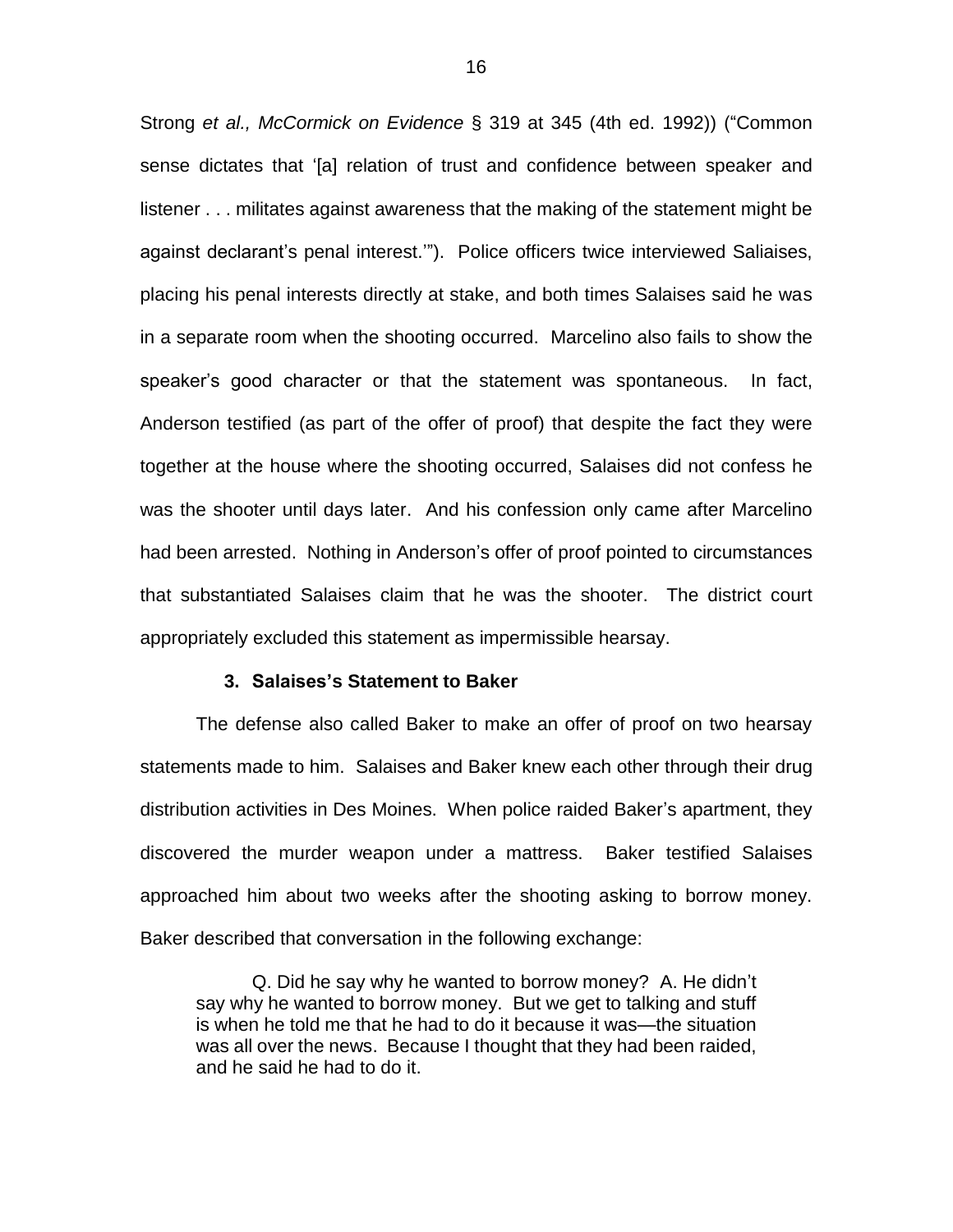Strong *et al., McCormick on Evidence* § 319 at 345 (4th ed. 1992)) ("Common sense dictates that '[a] relation of trust and confidence between speaker and listener . . . militates against awareness that the making of the statement might be against declarant's penal interest.'"). Police officers twice interviewed Saliaises, placing his penal interests directly at stake, and both times Salaises said he was in a separate room when the shooting occurred. Marcelino also fails to show the speaker's good character or that the statement was spontaneous. In fact, Anderson testified (as part of the offer of proof) that despite the fact they were together at the house where the shooting occurred, Salaises did not confess he was the shooter until days later. And his confession only came after Marcelino had been arrested. Nothing in Anderson's offer of proof pointed to circumstances that substantiated Salaises claim that he was the shooter. The district court appropriately excluded this statement as impermissible hearsay.

### 3. Salaises's Statement to Baker

The defense also called Baker to make an offer of proof on two hearsay statements made to him. Salaises and Baker knew each other through their drug distribution activities in Des Moines. When police raided Baker's apartment, they discovered the murder weapon under a mattress. Baker testified Salaises approached him about two weeks after the shooting asking to borrow money. Baker described that conversation in the following exchange:

> Q. Did he say why he wanted to borrow money? A. He didn't say why he wanted to borrow money. But we get to talking and stuff is when he told me that he had to do it because it was—the situation was all over the news. Because I thought that they had been raided, and he said he had to do it.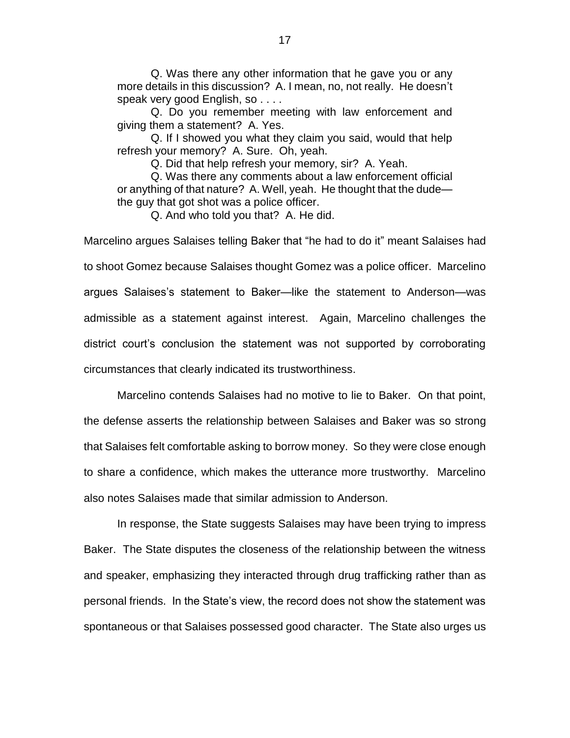Q. Was there any other information that he gave you or any more details in this discussion? A. I mean, no, not really. He doesn't speak very good English, so . . . .

Q. Do you remember meeting with law enforcement and giving them a statement? A. Yes.

Q. If I showed you what they claim you said, would that help refresh your memory? A. Sure. Oh, yeah.

Q. Did that help refresh your memory, sir? A. Yeah.

Q. Was there any comments about a law enforcement official or anything of that nature? A. Well, yeah. He thought that the dude—the guy that got shot was a police officer.

Q. And who told you that? A. He did.

Marcelino argues Salaises telling Baker that "he had to do it" meant Salaises had to shoot Gomez because Salaises thought Gomez was a police officer. Marcelino argues Salaises's statement to Baker—like the statement to Anderson—was admissible as a statement against interest. Again, Marcelino challenges the district court's conclusion the statement was not supported by corroborating circumstances that clearly indicated its trustworthiness.

Marcelino contends Salaises had no motive to lie to Baker. On that point, the defense asserts the relationship between Salaises and Baker was so strong that Salaises felt comfortable asking to borrow money. So they were close enough to share a confidence, which makes the utterance more trustworthy. Marcelino also notes Salaises made that similar admission to Anderson.

In response, the State suggests Salaises may have been trying to impress Baker. The State disputes the closeness of the relationship between the witness and speaker, emphasizing they interacted through drug trafficking rather than as personal friends. In the State's view, the record does not show the statement was spontaneous or that Salaises possessed good character. The State also urges us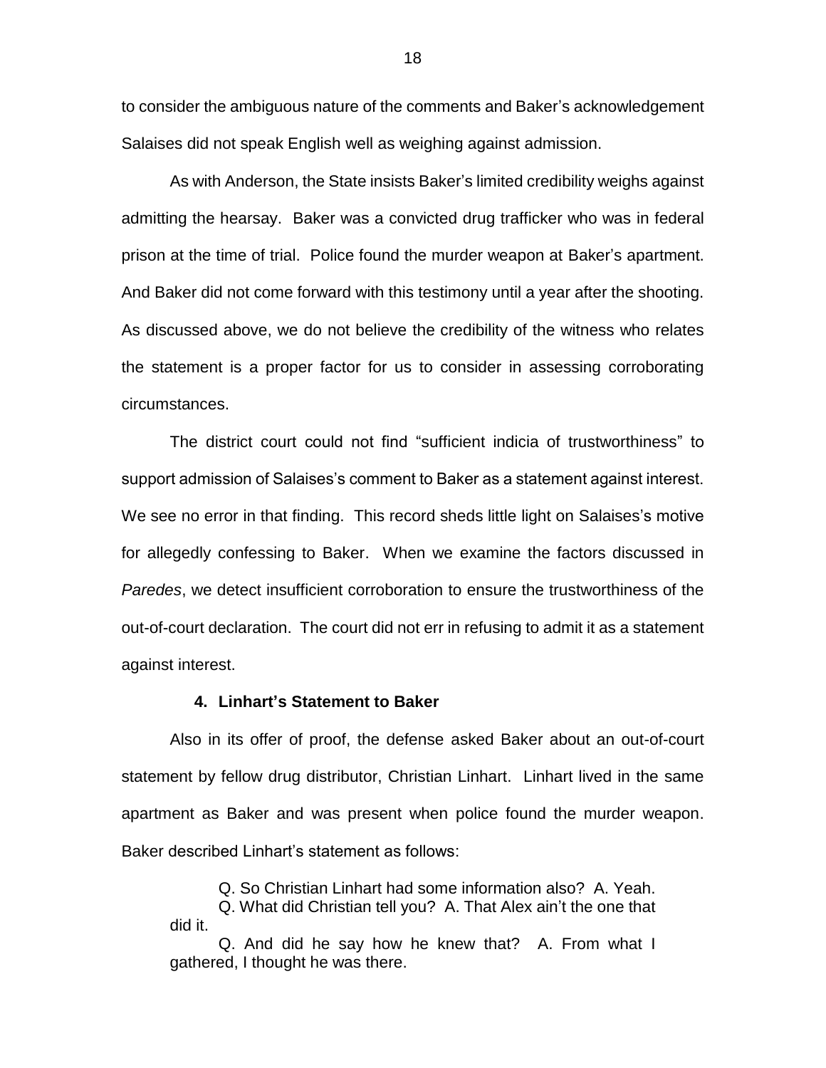to consider the ambiguous nature of the comments and Baker's acknowledgement Salaises did not speak English well as weighing against admission.

As with Anderson, the State insists Baker's limited credibility weighs against admitting the hearsay. Baker was a convicted drug trafficker who was in federal prison at the time of trial. Police found the murder weapon at Baker's apartment. And Baker did not come forward with this testimony until a year after the shooting. As discussed above, we do not believe the credibility of the witness who relates the statement is a proper factor for us to consider in assessing corroborating circumstances.

The district court could not find "sufficient indicia of trustworthiness" to support admission of Salaises's comment to Baker as a statement against interest. We see no error in that finding. This record sheds little light on Salaises's motive for allegedly confessing to Baker. When we examine the factors discussed in *Paredes*, we detect insufficient corroboration to ensure the trustworthiness of the out-of-court declaration. The court did not err in refusing to admit it as a statement against interest.

### 4. Linhart's Statement to Baker

Also in its offer of proof, the defense asked Baker about an out-of-court statement by fellow drug distributor, Christian Linhart. Linhart lived in the same apartment as Baker and was present when police found the murder weapon. Baker described Linhart's statement as follows:

> Q. So Christian Linhart had some information also? A. Yeah.
> Q. What did Christian tell you? A. That Alex ain't the one that did it.
> Q. And did he say how he knew that? A. From what I gathered, I thought he was there.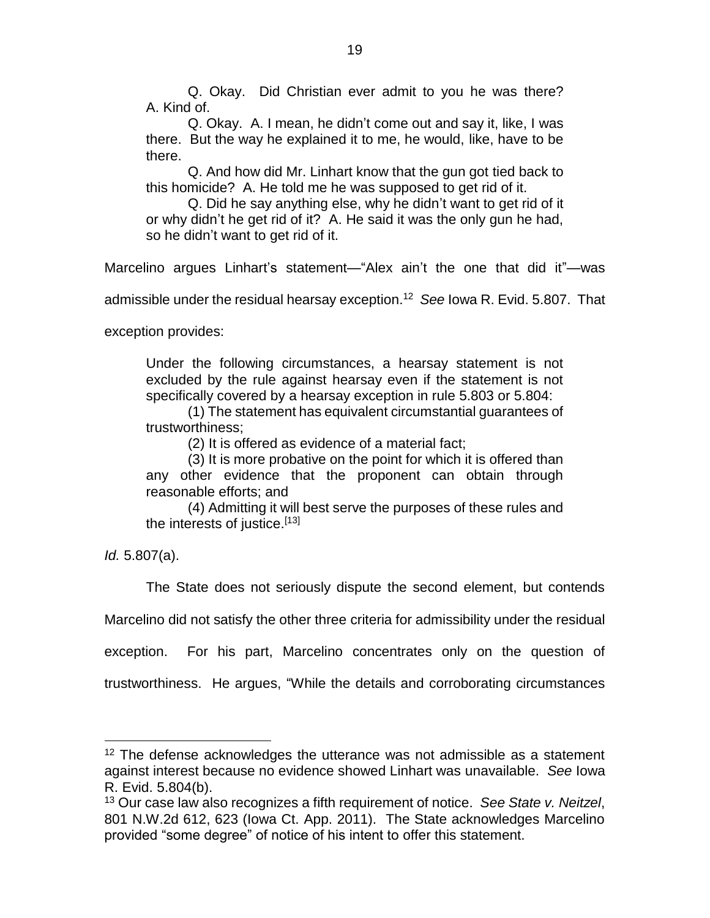> Q. Okay. Did Christian ever admit to you he was there? A. Kind of.
>
> Q. Okay. A. I mean, he didn't come out and say it, like, I was there. But the way he explained it to me, he would, like, have to be there.
>
> Q. And how did Mr. Linhart know that the gun got tied back to this homicide? A. He told me he was supposed to get rid of it.
>
> Q. Did he say anything else, why he didn't want to get rid of it or why didn't he get rid of it? A. He said it was the only gun he had, so he didn't want to get rid of it.

Marcelino argues Linhart's statement—"Alex ain't the one that did it"—was admissible under the residual hearsay exception.[12] *See* Iowa R. Evid. 5.807. That exception provides:

> Under the following circumstances, a hearsay statement is not excluded by the rule against hearsay even if the statement is not specifically covered by a hearsay exception in rule 5.803 or 5.804:
>
> (1) The statement has equivalent circumstantial guarantees of trustworthiness;
>
> (2) It is offered as evidence of a material fact;
>
> (3) It is more probative on the point for which it is offered than any other evidence that the proponent can obtain through reasonable efforts; and
>
> (4) Admitting it will best serve the purposes of these rules and the interests of justice.[13]

*Id.* 5.807(a).

The State does not seriously dispute the second element, but contends Marcelino did not satisfy the other three criteria for admissibility under the residual exception. For his part, Marcelino concentrates only on the question of trustworthiness. He argues, "While the details and corroborating circumstances

---

[12] The defense acknowledges the utterance was not admissible as a statement against interest because no evidence showed Linhart was unavailable. *See* Iowa R. Evid. 5.804(b).

[13] Our case law also recognizes a fifth requirement of notice. *See State v. Neitzel*, 801 N.W.2d 612, 623 (Iowa Ct. App. 2011). The State acknowledges Marcelino provided "some degree" of notice of his intent to offer this statement.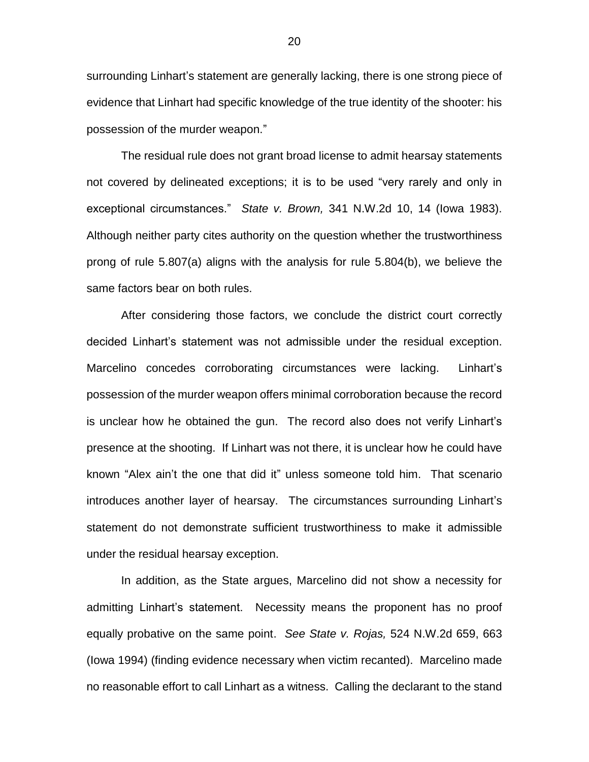surrounding Linhart's statement are generally lacking, there is one strong piece of evidence that Linhart had specific knowledge of the true identity of the shooter: his possession of the murder weapon."

The residual rule does not grant broad license to admit hearsay statements not covered by delineated exceptions; it is to be used "very rarely and only in exceptional circumstances." *State v. Brown,* 341 N.W.2d 10, 14 (Iowa 1983). Although neither party cites authority on the question whether the trustworthiness prong of rule 5.807(a) aligns with the analysis for rule 5.804(b), we believe the same factors bear on both rules.

After considering those factors, we conclude the district court correctly decided Linhart's statement was not admissible under the residual exception. Marcelino concedes corroborating circumstances were lacking. Linhart's possession of the murder weapon offers minimal corroboration because the record is unclear how he obtained the gun. The record also does not verify Linhart's presence at the shooting. If Linhart was not there, it is unclear how he could have known "Alex ain't the one that did it" unless someone told him. That scenario introduces another layer of hearsay. The circumstances surrounding Linhart's statement do not demonstrate sufficient trustworthiness to make it admissible under the residual hearsay exception.

In addition, as the State argues, Marcelino did not show a necessity for admitting Linhart's statement. Necessity means the proponent has no proof equally probative on the same point. *See State v. Rojas,* 524 N.W.2d 659, 663 (Iowa 1994) (finding evidence necessary when victim recanted). Marcelino made no reasonable effort to call Linhart as a witness. Calling the declarant to the stand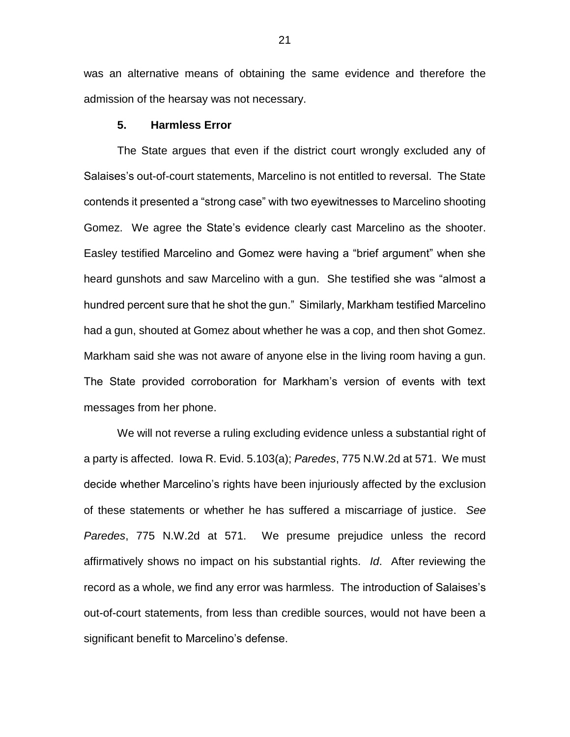was an alternative means of obtaining the same evidence and therefore the admission of the hearsay was not necessary.

### 5. Harmless Error

The State argues that even if the district court wrongly excluded any of Salaises's out-of-court statements, Marcelino is not entitled to reversal. The State contends it presented a "strong case" with two eyewitnesses to Marcelino shooting Gomez. We agree the State's evidence clearly cast Marcelino as the shooter. Easley testified Marcelino and Gomez were having a "brief argument" when she heard gunshots and saw Marcelino with a gun. She testified she was "almost a hundred percent sure that he shot the gun." Similarly, Markham testified Marcelino had a gun, shouted at Gomez about whether he was a cop, and then shot Gomez. Markham said she was not aware of anyone else in the living room having a gun. The State provided corroboration for Markham's version of events with text messages from her phone.

We will not reverse a ruling excluding evidence unless a substantial right of a party is affected. Iowa R. Evid. 5.103(a); *Paredes*, 775 N.W.2d at 571. We must decide whether Marcelino's rights have been injuriously affected by the exclusion of these statements or whether he has suffered a miscarriage of justice. *See Paredes*, 775 N.W.2d at 571. We presume prejudice unless the record affirmatively shows no impact on his substantial rights. *Id*. After reviewing the record as a whole, we find any error was harmless. The introduction of Salaises's out-of-court statements, from less than credible sources, would not have been a significant benefit to Marcelino's defense.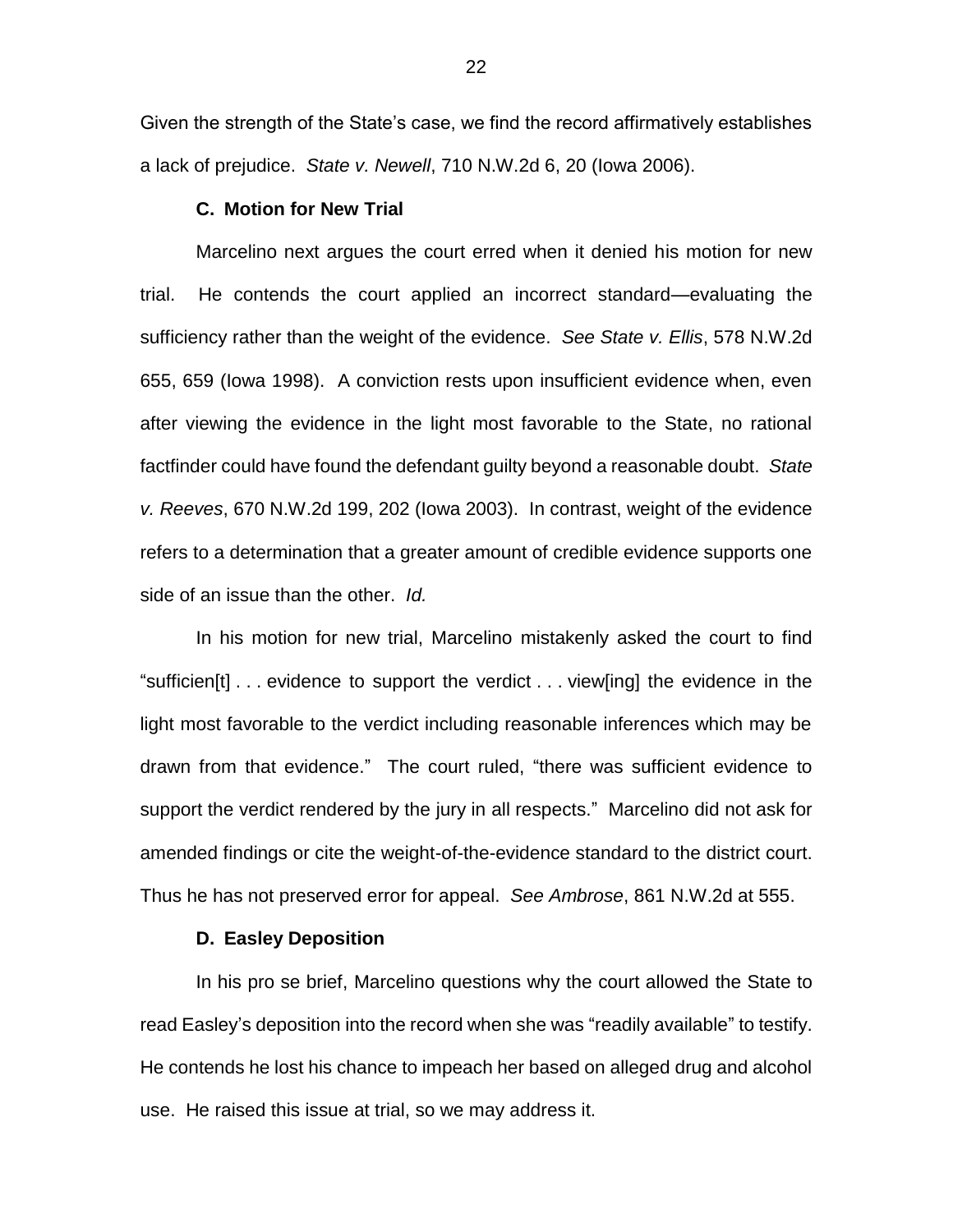Given the strength of the State's case, we find the record affirmatively establishes a lack of prejudice. *State v. Newell*, 710 N.W.2d 6, 20 (Iowa 2006).

### C. Motion for New Trial

Marcelino next argues the court erred when it denied his motion for new trial. He contends the court applied an incorrect standard—evaluating the sufficiency rather than the weight of the evidence. *See State v. Ellis*, 578 N.W.2d 655, 659 (Iowa 1998). A conviction rests upon insufficient evidence when, even after viewing the evidence in the light most favorable to the State, no rational factfinder could have found the defendant guilty beyond a reasonable doubt. *State v. Reeves*, 670 N.W.2d 199, 202 (Iowa 2003). In contrast, weight of the evidence refers to a determination that a greater amount of credible evidence supports one side of an issue than the other. *Id.*

In his motion for new trial, Marcelino mistakenly asked the court to find "sufficien[t] . . . evidence to support the verdict . . . view[ing] the evidence in the light most favorable to the verdict including reasonable inferences which may be drawn from that evidence." The court ruled, "there was sufficient evidence to support the verdict rendered by the jury in all respects." Marcelino did not ask for amended findings or cite the weight-of-the-evidence standard to the district court. Thus he has not preserved error for appeal. *See Ambrose*, 861 N.W.2d at 555.

### D. Easley Deposition

In his pro se brief, Marcelino questions why the court allowed the State to read Easley's deposition into the record when she was "readily available" to testify. He contends he lost his chance to impeach her based on alleged drug and alcohol use. He raised this issue at trial, so we may address it.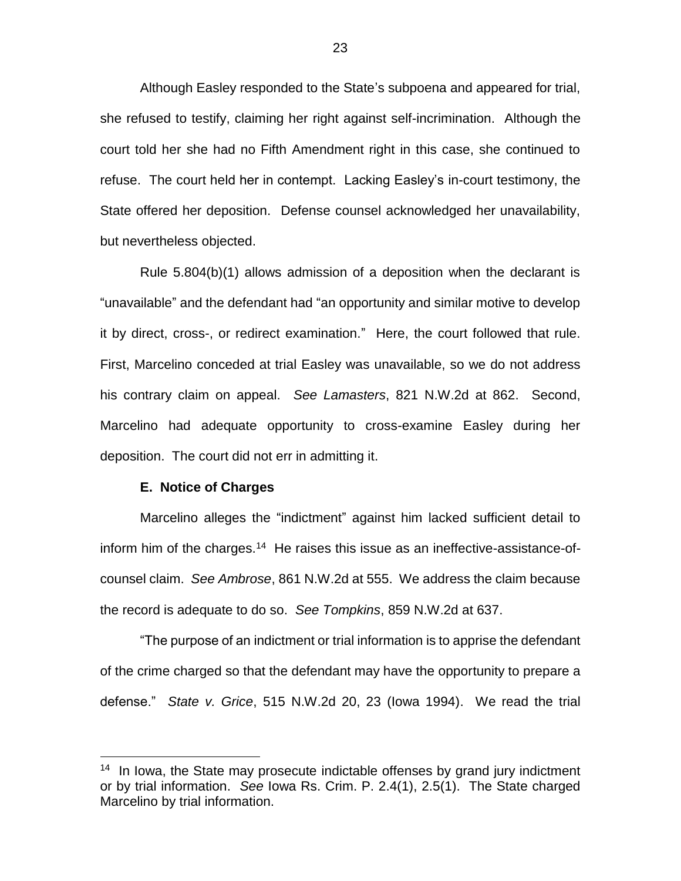Although Easley responded to the State's subpoena and appeared for trial, she refused to testify, claiming her right against self-incrimination. Although the court told her she had no Fifth Amendment right in this case, she continued to refuse. The court held her in contempt. Lacking Easley's in-court testimony, the State offered her deposition. Defense counsel acknowledged her unavailability, but nevertheless objected.

Rule 5.804(b)(1) allows admission of a deposition when the declarant is "unavailable" and the defendant had "an opportunity and similar motive to develop it by direct, cross-, or redirect examination." Here, the court followed that rule. First, Marcelino conceded at trial Easley was unavailable, so we do not address his contrary claim on appeal. *See Lamasters*, 821 N.W.2d at 862. Second, Marcelino had adequate opportunity to cross-examine Easley during her deposition. The court did not err in admitting it.

### E. Notice of Charges

Marcelino alleges the "indictment" against him lacked sufficient detail to inform him of the charges.[14] He raises this issue as an ineffective-assistance-of-counsel claim. *See Ambrose*, 861 N.W.2d at 555. We address the claim because the record is adequate to do so. *See Tompkins*, 859 N.W.2d at 637.

"The purpose of an indictment or trial information is to apprise the defendant of the crime charged so that the defendant may have the opportunity to prepare a defense." *State v. Grice*, 515 N.W.2d 20, 23 (Iowa 1994). We read the trial

---

[14] In Iowa, the State may prosecute indictable offenses by grand jury indictment or by trial information. *See* Iowa Rs. Crim. P. 2.4(1), 2.5(1). The State charged Marcelino by trial information.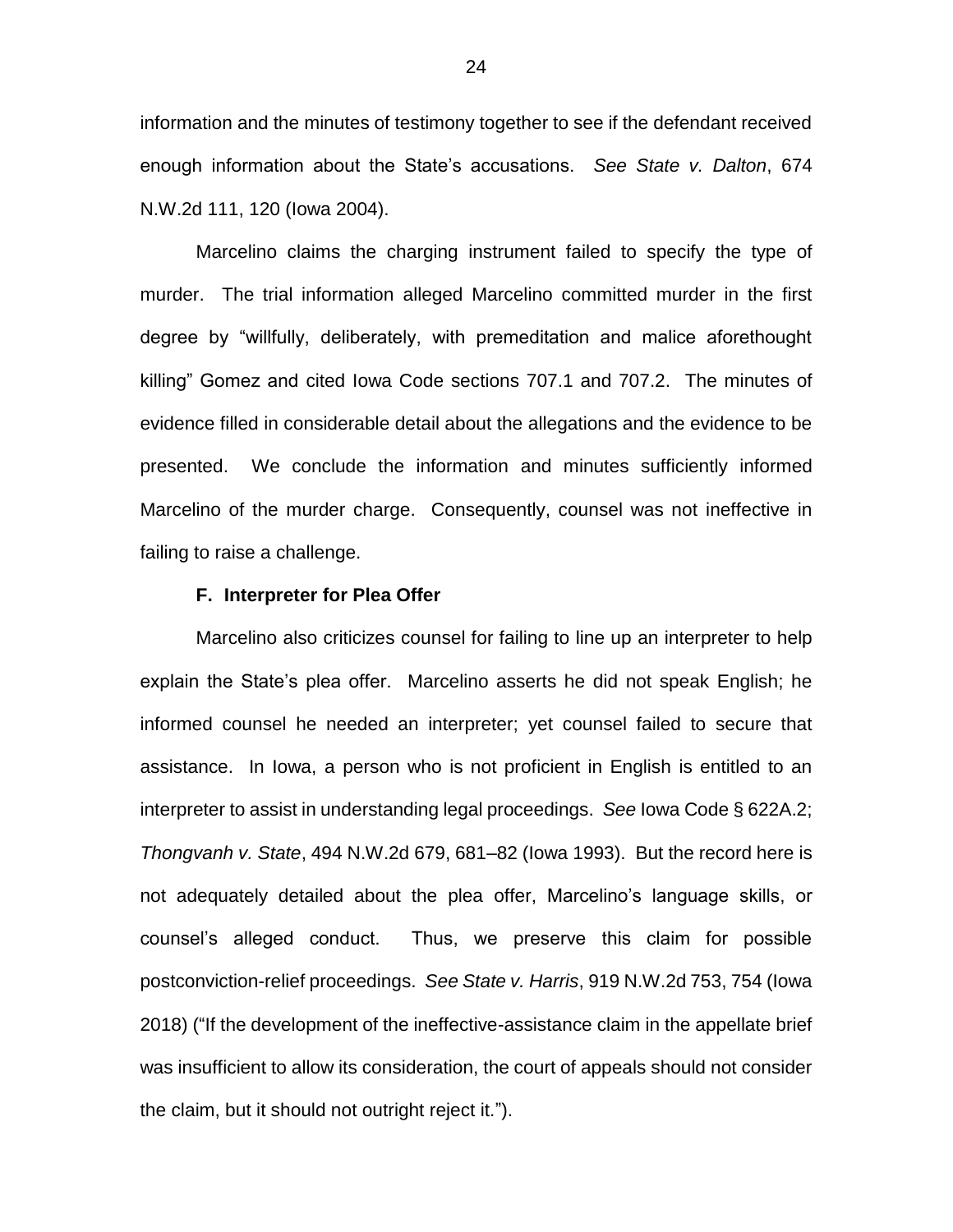information and the minutes of testimony together to see if the defendant received enough information about the State's accusations. *See State v. Dalton*, 674 N.W.2d 111, 120 (Iowa 2004).

Marcelino claims the charging instrument failed to specify the type of murder. The trial information alleged Marcelino committed murder in the first degree by "willfully, deliberately, with premeditation and malice aforethought killing" Gomez and cited Iowa Code sections 707.1 and 707.2. The minutes of evidence filled in considerable detail about the allegations and the evidence to be presented. We conclude the information and minutes sufficiently informed Marcelino of the murder charge. Consequently, counsel was not ineffective in failing to raise a challenge.

**F. Interpreter for Plea Offer**

Marcelino also criticizes counsel for failing to line up an interpreter to help explain the State's plea offer. Marcelino asserts he did not speak English; he informed counsel he needed an interpreter; yet counsel failed to secure that assistance. In Iowa, a person who is not proficient in English is entitled to an interpreter to assist in understanding legal proceedings. *See* Iowa Code § 622A.2; *Thongvanh v. State*, 494 N.W.2d 679, 681–82 (Iowa 1993). But the record here is not adequately detailed about the plea offer, Marcelino's language skills, or counsel's alleged conduct. Thus, we preserve this claim for possible postconviction-relief proceedings. *See State v. Harris*, 919 N.W.2d 753, 754 (Iowa 2018) ("If the development of the ineffective-assistance claim in the appellate brief was insufficient to allow its consideration, the court of appeals should not consider the claim, but it should not outright reject it.").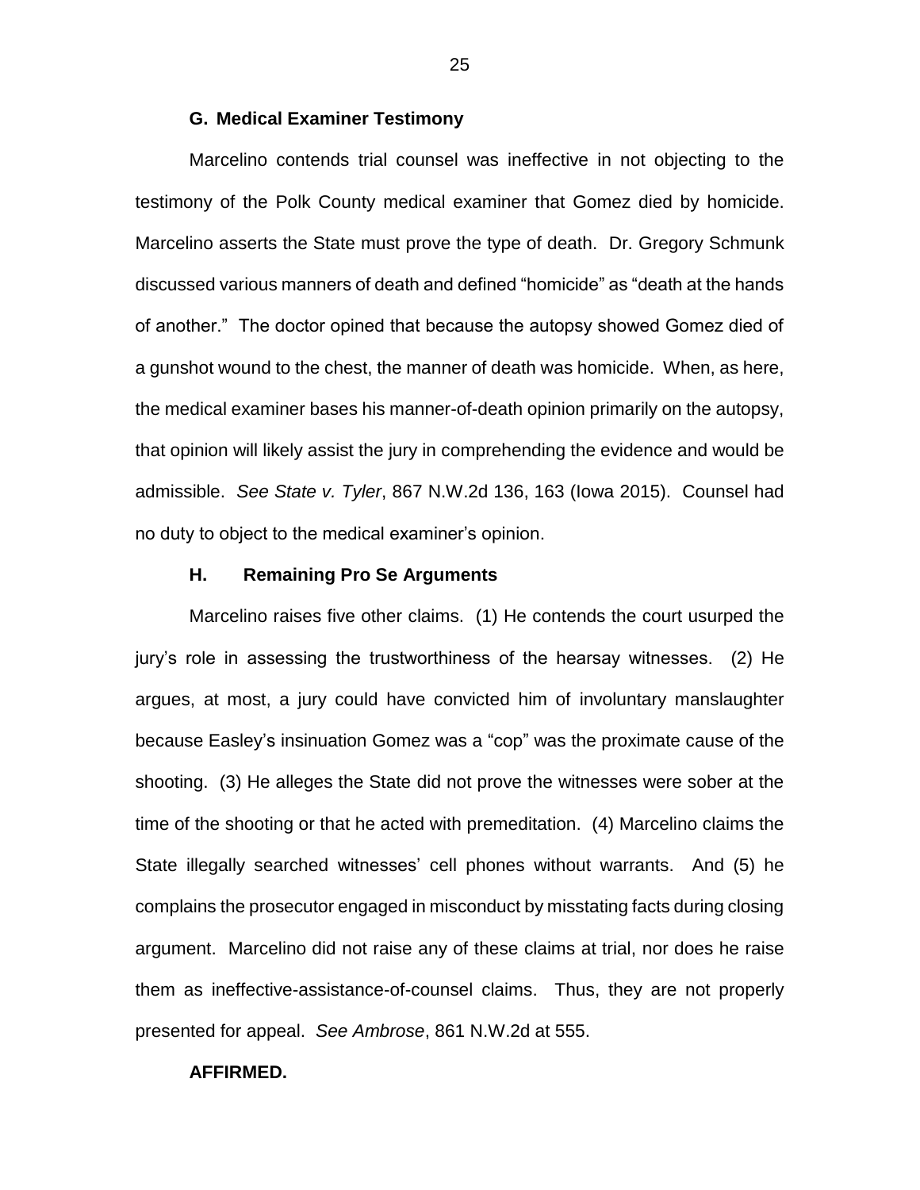### G. Medical Examiner Testimony

Marcelino contends trial counsel was ineffective in not objecting to the testimony of the Polk County medical examiner that Gomez died by homicide. Marcelino asserts the State must prove the type of death. Dr. Gregory Schmunk discussed various manners of death and defined "homicide" as "death at the hands of another." The doctor opined that because the autopsy showed Gomez died of a gunshot wound to the chest, the manner of death was homicide. When, as here, the medical examiner bases his manner-of-death opinion primarily on the autopsy, that opinion will likely assist the jury in comprehending the evidence and would be admissible. *See State v. Tyler*, 867 N.W.2d 136, 163 (Iowa 2015). Counsel had no duty to object to the medical examiner's opinion.

### H. Remaining Pro Se Arguments

Marcelino raises five other claims. (1) He contends the court usurped the jury's role in assessing the trustworthiness of the hearsay witnesses. (2) He argues, at most, a jury could have convicted him of involuntary manslaughter because Easley's insinuation Gomez was a "cop" was the proximate cause of the shooting. (3) He alleges the State did not prove the witnesses were sober at the time of the shooting or that he acted with premeditation. (4) Marcelino claims the State illegally searched witnesses' cell phones without warrants. And (5) he complains the prosecutor engaged in misconduct by misstating facts during closing argument. Marcelino did not raise any of these claims at trial, nor does he raise them as ineffective-assistance-of-counsel claims. Thus, they are not properly presented for appeal. *See Ambrose*, 861 N.W.2d at 555.

**AFFIRMED.**